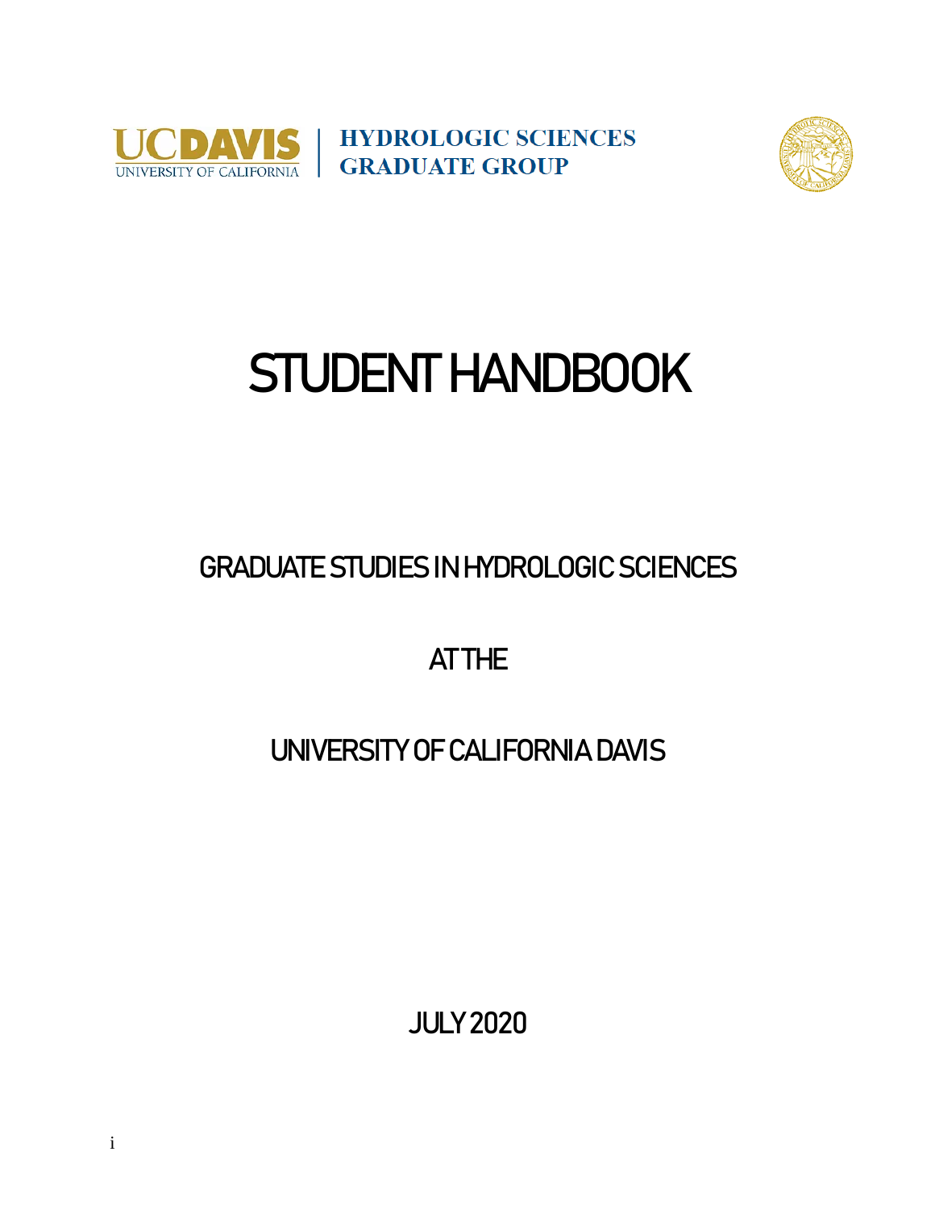UC DAVIS
UNIVERSITY OF CALIFORNIA

HYDROLOGIC SCIENCES
GRADUATE GROUP

# STUDENT HANDBOOK

## GRADUATE STUDIES IN HYDROLOGIC SCIENCES

## AT THE

## UNIVERSITY OF CALIFORNIA DAVIS

JULY 2020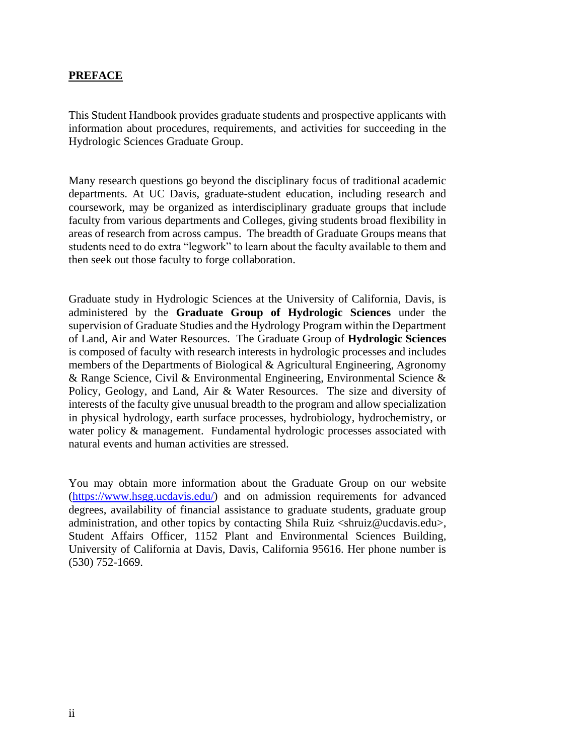## PREFACE

This Student Handbook provides graduate students and prospective applicants with information about procedures, requirements, and activities for succeeding in the Hydrologic Sciences Graduate Group.

Many research questions go beyond the disciplinary focus of traditional academic departments. At UC Davis, graduate-student education, including research and coursework, may be organized as interdisciplinary graduate groups that include faculty from various departments and Colleges, giving students broad flexibility in areas of research from across campus. The breadth of Graduate Groups means that students need to do extra "legwork" to learn about the faculty available to them and then seek out those faculty to forge collaboration.

Graduate study in Hydrologic Sciences at the University of California, Davis, is administered by the **Graduate Group of Hydrologic Sciences** under the supervision of Graduate Studies and the Hydrology Program within the Department of Land, Air and Water Resources. The Graduate Group of **Hydrologic Sciences** is composed of faculty with research interests in hydrologic processes and includes members of the Departments of Biological & Agricultural Engineering, Agronomy & Range Science, Civil & Environmental Engineering, Environmental Science & Policy, Geology, and Land, Air & Water Resources. The size and diversity of interests of the faculty give unusual breadth to the program and allow specialization in physical hydrology, earth surface processes, hydrobiology, hydrochemistry, or water policy & management. Fundamental hydrologic processes associated with natural events and human activities are stressed.

You may obtain more information about the Graduate Group on our website ([https://www.hsgg.ucdavis.edu/](https://www.hsgg.ucdavis.edu/)) and on admission requirements for advanced degrees, availability of financial assistance to graduate students, graduate group administration, and other topics by contacting Shila Ruiz <shruiz@ucdavis.edu>, Student Affairs Officer, 1152 Plant and Environmental Sciences Building, University of California at Davis, Davis, California 95616. Her phone number is (530) 752-1669.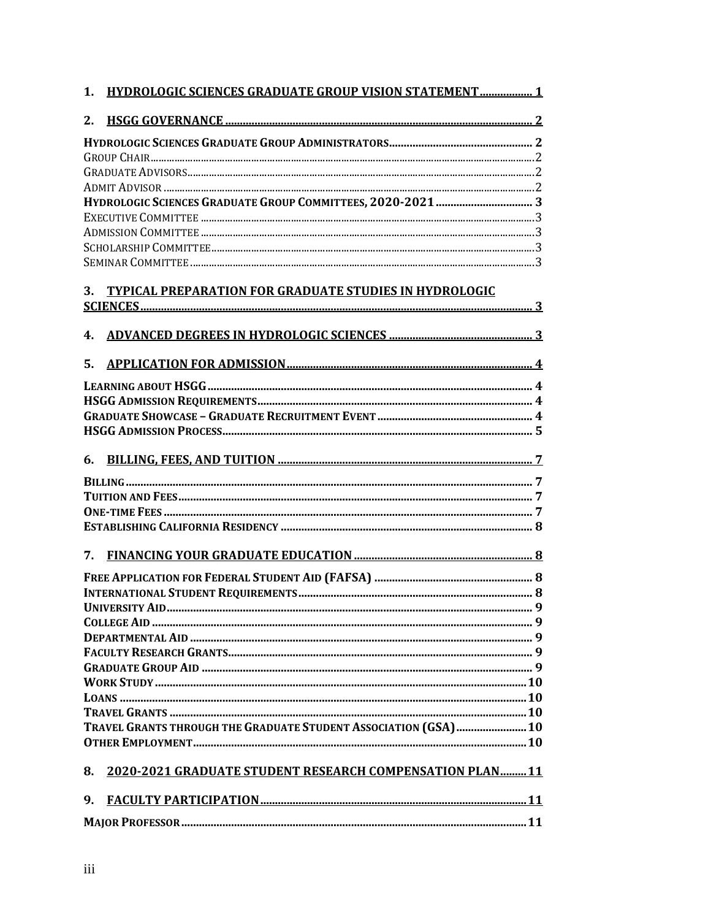1. **HYDROLOGIC SCIENCES GRADUATE GROUP VISION STATEMENT** .................. 1

2. **HSGG GOVERNANCE** .................. 2

**HYDROLOGIC SCIENCES GRADUATE GROUP ADMINISTRATORS** .................. 2
GROUP CHAIR .................. 2
GRADUATE ADVISORS .................. 2
ADMIT ADVISOR .................. 2
**HYDROLOGIC SCIENCES GRADUATE GROUP COMMITTEES, 2020-2021** .................. 3
EXECUTIVE COMMITTEE .................. 3
ADMISSION COMMITTEE .................. 3
SCHOLARSHIP COMMITTEE .................. 3
SEMINAR COMMITTEE .................. 3

3. **TYPICAL PREPARATION FOR GRADUATE STUDIES IN HYDROLOGIC SCIENCES** .................. 3

4. **ADVANCED DEGREES IN HYDROLOGIC SCIENCES** .................. 3

5. **APPLICATION FOR ADMISSION** .................. 4

**LEARNING ABOUT HSGG** .................. 4
**HSGG ADMISSION REQUIREMENTS** .................. 4
**GRADUATE SHOWCASE – GRADUATE RECRUITMENT EVENT** .................. 4
**HSGG ADMISSION PROCESS** .................. 5

6. **BILLING, FEES, AND TUITION** .................. 7

**BILLING** .................. 7
**TUITION AND FEES** .................. 7
**ONE-TIME FEES** .................. 7
**ESTABLISHING CALIFORNIA RESIDENCY** .................. 8

7. **FINANCING YOUR GRADUATE EDUCATION** .................. 8

**FREE APPLICATION FOR FEDERAL STUDENT AID (FAFSA)** .................. 8
**INTERNATIONAL STUDENT REQUIREMENTS** .................. 8
**UNIVERSITY AID** .................. 9
**COLLEGE AID** .................. 9
**DEPARTMENTAL AID** .................. 9
**FACULTY RESEARCH GRANTS** .................. 9
**GRADUATE GROUP AID** .................. 9
**WORK STUDY** .................. 10
**LOANS** .................. 10
**TRAVEL GRANTS** .................. 10
**TRAVEL GRANTS THROUGH THE GRADUATE STUDENT ASSOCIATION (GSA)** .................. 10
**OTHER EMPLOYMENT** .................. 10

8. **2020-2021 GRADUATE STUDENT RESEARCH COMPENSATION PLAN** .................. 11

9. **FACULTY PARTICIPATION** .................. 11

**MAJOR PROFESSOR** .................. 11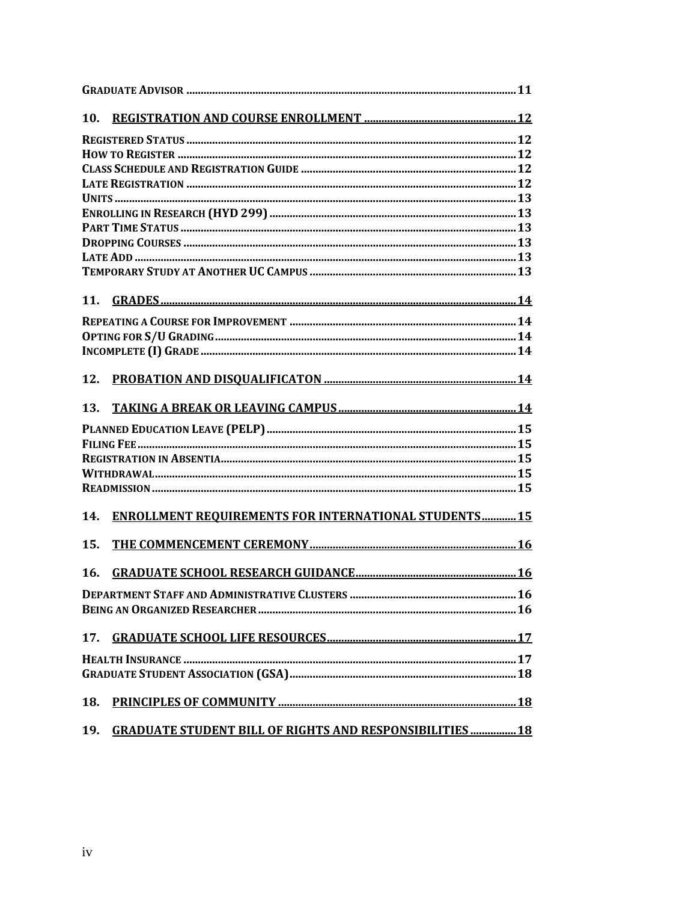**GRADUATE ADVISOR** .......... 11

**10. REGISTRATION AND COURSE ENROLLMENT** .......... 12

**REGISTERED STATUS** .......... 12
**HOW TO REGISTER** .......... 12
**CLASS SCHEDULE AND REGISTRATION GUIDE** .......... 12
**LATE REGISTRATION** .......... 12
**UNITS** .......... 13
**ENROLLING IN RESEARCH (HYD 299)** .......... 13
**PART TIME STATUS** .......... 13
**DROPPING COURSES** .......... 13
**LATE ADD** .......... 13
**TEMPORARY STUDY AT ANOTHER UC CAMPUS** .......... 13

**11. GRADES** .......... 14

**REPEATING A COURSE FOR IMPROVEMENT** .......... 14
**OPTING FOR S/U GRADING** .......... 14
**INCOMPLETE (I) GRADE** .......... 14

**12. PROBATION AND DISQUALIFICATON** .......... 14

**13. TAKING A BREAK OR LEAVING CAMPUS** .......... 14

**PLANNED EDUCATION LEAVE (PELP)** .......... 15
**FILING FEE** .......... 15
**REGISTRATION IN ABSENTIA** .......... 15
**WITHDRAWAL** .......... 15
**READMISSION** .......... 15

**14. ENROLLMENT REQUIREMENTS FOR INTERNATIONAL STUDENTS** .......... 15

**15. THE COMMENCEMENT CEREMONY** .......... 16

**16. GRADUATE SCHOOL RESEARCH GUIDANCE** .......... 16

**DEPARTMENT STAFF AND ADMINISTRATIVE CLUSTERS** .......... 16
**BEING AN ORGANIZED RESEARCHER** .......... 16

**17. GRADUATE SCHOOL LIFE RESOURCES** .......... 17

**HEALTH INSURANCE** .......... 17
**GRADUATE STUDENT ASSOCIATION (GSA)** .......... 18

**18. PRINCIPLES OF COMMUNITY** .......... 18

**19. GRADUATE STUDENT BILL OF RIGHTS AND RESPONSIBILITIES** .......... 18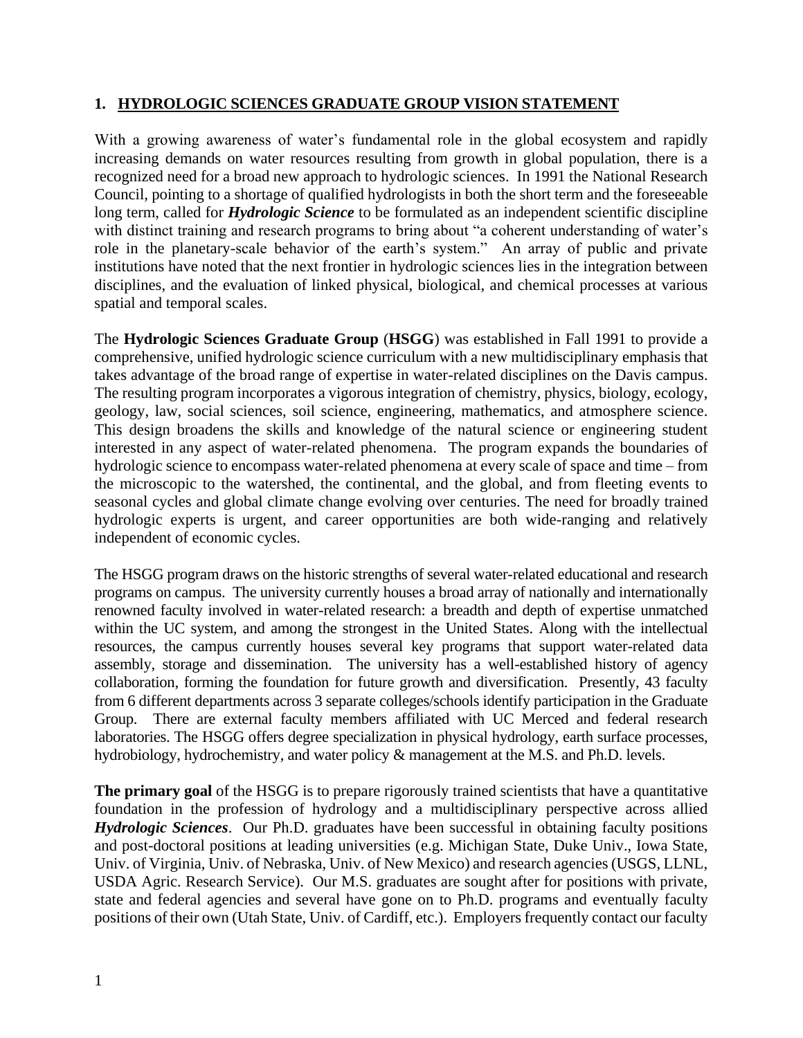## 1. HYDROLOGIC SCIENCES GRADUATE GROUP VISION STATEMENT

With a growing awareness of water's fundamental role in the global ecosystem and rapidly increasing demands on water resources resulting from growth in global population, there is a recognized need for a broad new approach to hydrologic sciences. In 1991 the National Research Council, pointing to a shortage of qualified hydrologists in both the short term and the foreseeable long term, called for ***Hydrologic Science*** to be formulated as an independent scientific discipline with distinct training and research programs to bring about "a coherent understanding of water's role in the planetary-scale behavior of the earth's system." An array of public and private institutions have noted that the next frontier in hydrologic sciences lies in the integration between disciplines, and the evaluation of linked physical, biological, and chemical processes at various spatial and temporal scales.

The **Hydrologic Sciences Graduate Group** (**HSGG**) was established in Fall 1991 to provide a comprehensive, unified hydrologic science curriculum with a new multidisciplinary emphasis that takes advantage of the broad range of expertise in water-related disciplines on the Davis campus. The resulting program incorporates a vigorous integration of chemistry, physics, biology, ecology, geology, law, social sciences, soil science, engineering, mathematics, and atmosphere science. This design broadens the skills and knowledge of the natural science or engineering student interested in any aspect of water-related phenomena. The program expands the boundaries of hydrologic science to encompass water-related phenomena at every scale of space and time – from the microscopic to the watershed, the continental, and the global, and from fleeting events to seasonal cycles and global climate change evolving over centuries. The need for broadly trained hydrologic experts is urgent, and career opportunities are both wide-ranging and relatively independent of economic cycles.

The HSGG program draws on the historic strengths of several water-related educational and research programs on campus. The university currently houses a broad array of nationally and internationally renowned faculty involved in water-related research: a breadth and depth of expertise unmatched within the UC system, and among the strongest in the United States. Along with the intellectual resources, the campus currently houses several key programs that support water-related data assembly, storage and dissemination. The university has a well-established history of agency collaboration, forming the foundation for future growth and diversification. Presently, 43 faculty from 6 different departments across 3 separate colleges/schools identify participation in the Graduate Group. There are external faculty members affiliated with UC Merced and federal research laboratories. The HSGG offers degree specialization in physical hydrology, earth surface processes, hydrobiology, hydrochemistry, and water policy & management at the M.S. and Ph.D. levels.

**The primary goal** of the HSGG is to prepare rigorously trained scientists that have a quantitative foundation in the profession of hydrology and a multidisciplinary perspective across allied ***Hydrologic Sciences***. Our Ph.D. graduates have been successful in obtaining faculty positions and post-doctoral positions at leading universities (e.g. Michigan State, Duke Univ., Iowa State, Univ. of Virginia, Univ. of Nebraska, Univ. of New Mexico) and research agencies (USGS, LLNL, USDA Agric. Research Service). Our M.S. graduates are sought after for positions with private, state and federal agencies and several have gone on to Ph.D. programs and eventually faculty positions of their own (Utah State, Univ. of Cardiff, etc.). Employers frequently contact our faculty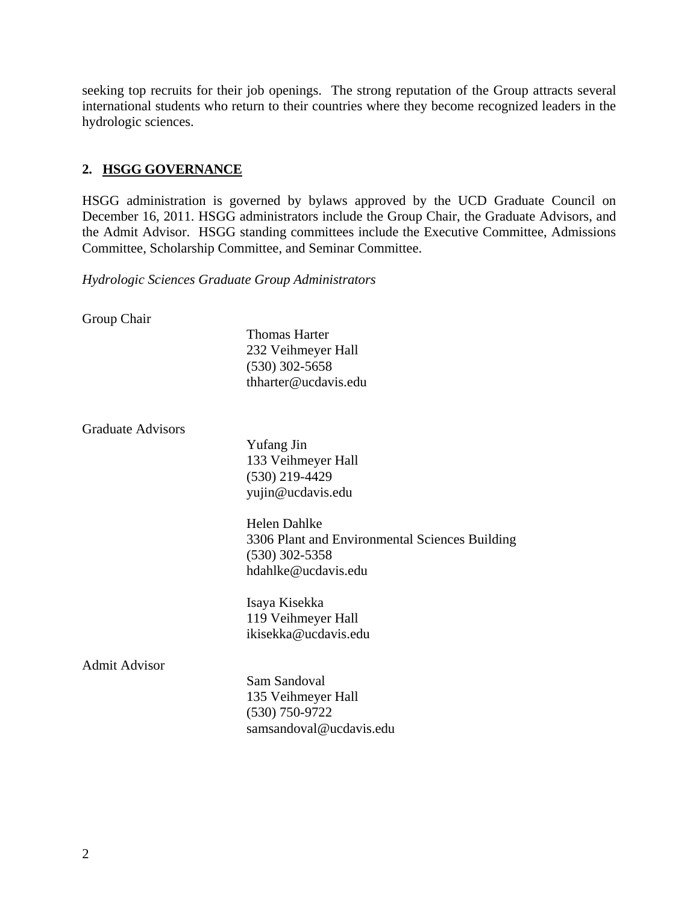seeking top recruits for their job openings. The strong reputation of the Group attracts several international students who return to their countries where they become recognized leaders in the hydrologic sciences.

## 2. HSGG GOVERNANCE

HSGG administration is governed by bylaws approved by the UCD Graduate Council on December 16, 2011. HSGG administrators include the Group Chair, the Graduate Advisors, and the Admit Advisor. HSGG standing committees include the Executive Committee, Admissions Committee, Scholarship Committee, and Seminar Committee.

*Hydrologic Sciences Graduate Group Administrators*

Group Chair

Thomas Harter
232 Veihmeyer Hall
(530) 302-5658
thharter@ucdavis.edu

Graduate Advisors

Yufang Jin
133 Veihmeyer Hall
(530) 219-4429
yujin@ucdavis.edu

Helen Dahlke
3306 Plant and Environmental Sciences Building
(530) 302-5358
hdahlke@ucdavis.edu

Isaya Kisekka
119 Veihmeyer Hall
ikisekka@ucdavis.edu

Admit Advisor

Sam Sandoval
135 Veihmeyer Hall
(530) 750-9722
samsandoval@ucdavis.edu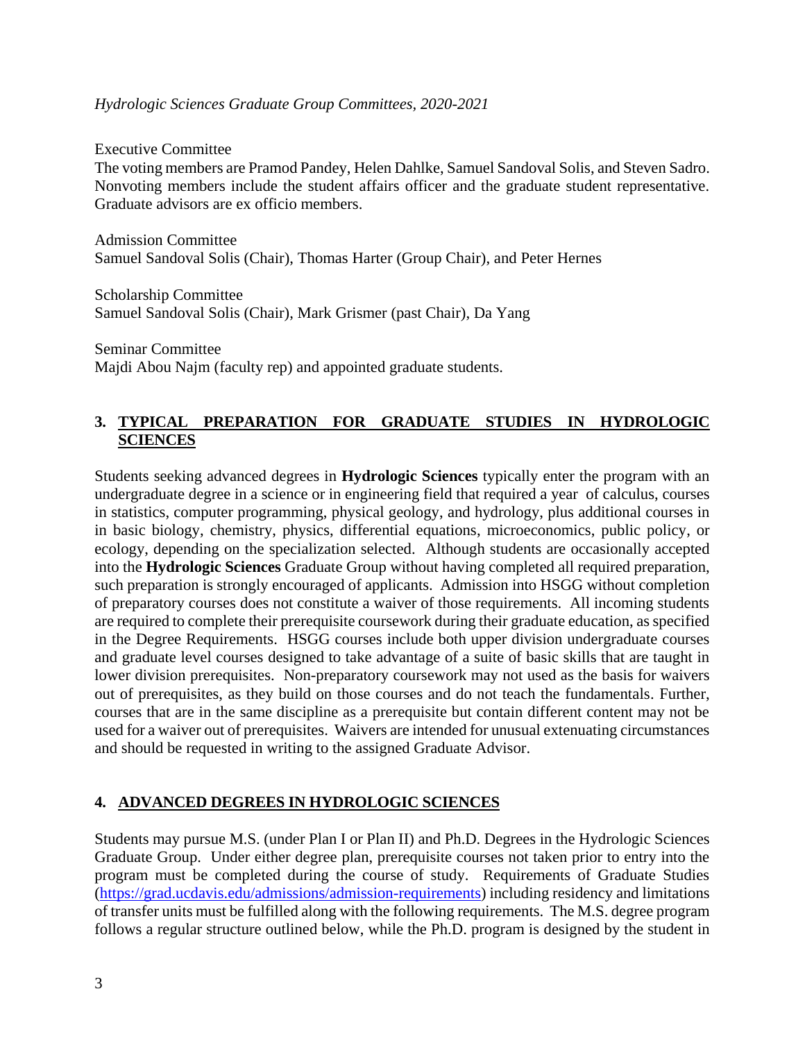*Hydrologic Sciences Graduate Group Committees, 2020-2021*

Executive Committee
The voting members are Pramod Pandey, Helen Dahlke, Samuel Sandoval Solis, and Steven Sadro. Nonvoting members include the student affairs officer and the graduate student representative. Graduate advisors are ex officio members.

Admission Committee
Samuel Sandoval Solis (Chair), Thomas Harter (Group Chair), and Peter Hernes

Scholarship Committee
Samuel Sandoval Solis (Chair), Mark Grismer (past Chair), Da Yang

Seminar Committee
Majdi Abou Najm (faculty rep) and appointed graduate students.

## 3. TYPICAL PREPARATION FOR GRADUATE STUDIES IN HYDROLOGIC SCIENCES

Students seeking advanced degrees in **Hydrologic Sciences** typically enter the program with an undergraduate degree in a science or in engineering field that required a year of calculus, courses in statistics, computer programming, physical geology, and hydrology, plus additional courses in in basic biology, chemistry, physics, differential equations, microeconomics, public policy, or ecology, depending on the specialization selected. Although students are occasionally accepted into the **Hydrologic Sciences** Graduate Group without having completed all required preparation, such preparation is strongly encouraged of applicants. Admission into HSGG without completion of preparatory courses does not constitute a waiver of those requirements. All incoming students are required to complete their prerequisite coursework during their graduate education, as specified in the Degree Requirements. HSGG courses include both upper division undergraduate courses and graduate level courses designed to take advantage of a suite of basic skills that are taught in lower division prerequisites. Non-preparatory coursework may not used as the basis for waivers out of prerequisites, as they build on those courses and do not teach the fundamentals. Further, courses that are in the same discipline as a prerequisite but contain different content may not be used for a waiver out of prerequisites. Waivers are intended for unusual extenuating circumstances and should be requested in writing to the assigned Graduate Advisor.

## 4. ADVANCED DEGREES IN HYDROLOGIC SCIENCES

Students may pursue M.S. (under Plan I or Plan II) and Ph.D. Degrees in the Hydrologic Sciences Graduate Group. Under either degree plan, prerequisite courses not taken prior to entry into the program must be completed during the course of study. Requirements of Graduate Studies (https://grad.ucdavis.edu/admissions/admission-requirements) including residency and limitations of transfer units must be fulfilled along with the following requirements. The M.S. degree program follows a regular structure outlined below, while the Ph.D. program is designed by the student in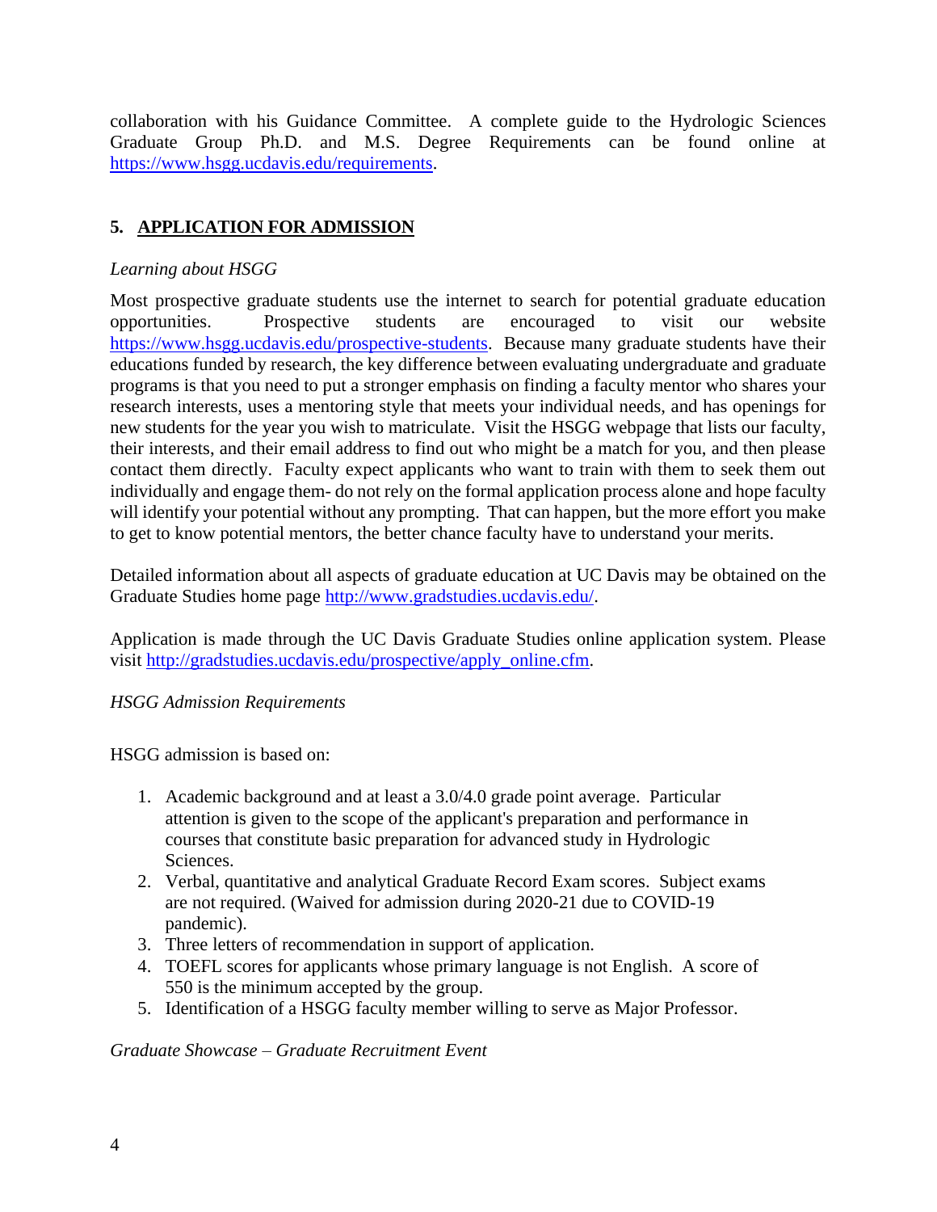collaboration with his Guidance Committee. A complete guide to the Hydrologic Sciences Graduate Group Ph.D. and M.S. Degree Requirements can be found online at https://www.hsgg.ucdavis.edu/requirements.

## 5. APPLICATION FOR ADMISSION

*Learning about HSGG*

Most prospective graduate students use the internet to search for potential graduate education opportunities. Prospective students are encouraged to visit our website https://www.hsgg.ucdavis.edu/prospective-students. Because many graduate students have their educations funded by research, the key difference between evaluating undergraduate and graduate programs is that you need to put a stronger emphasis on finding a faculty mentor who shares your research interests, uses a mentoring style that meets your individual needs, and has openings for new students for the year you wish to matriculate. Visit the HSGG webpage that lists our faculty, their interests, and their email address to find out who might be a match for you, and then please contact them directly. Faculty expect applicants who want to train with them to seek them out individually and engage them- do not rely on the formal application process alone and hope faculty will identify your potential without any prompting. That can happen, but the more effort you make to get to know potential mentors, the better chance faculty have to understand your merits.

Detailed information about all aspects of graduate education at UC Davis may be obtained on the Graduate Studies home page http://www.gradstudies.ucdavis.edu/.

Application is made through the UC Davis Graduate Studies online application system. Please visit http://gradstudies.ucdavis.edu/prospective/apply_online.cfm.

*HSGG Admission Requirements*

HSGG admission is based on:

1. Academic background and at least a 3.0/4.0 grade point average. Particular attention is given to the scope of the applicant's preparation and performance in courses that constitute basic preparation for advanced study in Hydrologic Sciences.
2. Verbal, quantitative and analytical Graduate Record Exam scores. Subject exams are not required. (Waived for admission during 2020-21 due to COVID-19 pandemic).
3. Three letters of recommendation in support of application.
4. TOEFL scores for applicants whose primary language is not English. A score of 550 is the minimum accepted by the group.
5. Identification of a HSGG faculty member willing to serve as Major Professor.

*Graduate Showcase – Graduate Recruitment Event*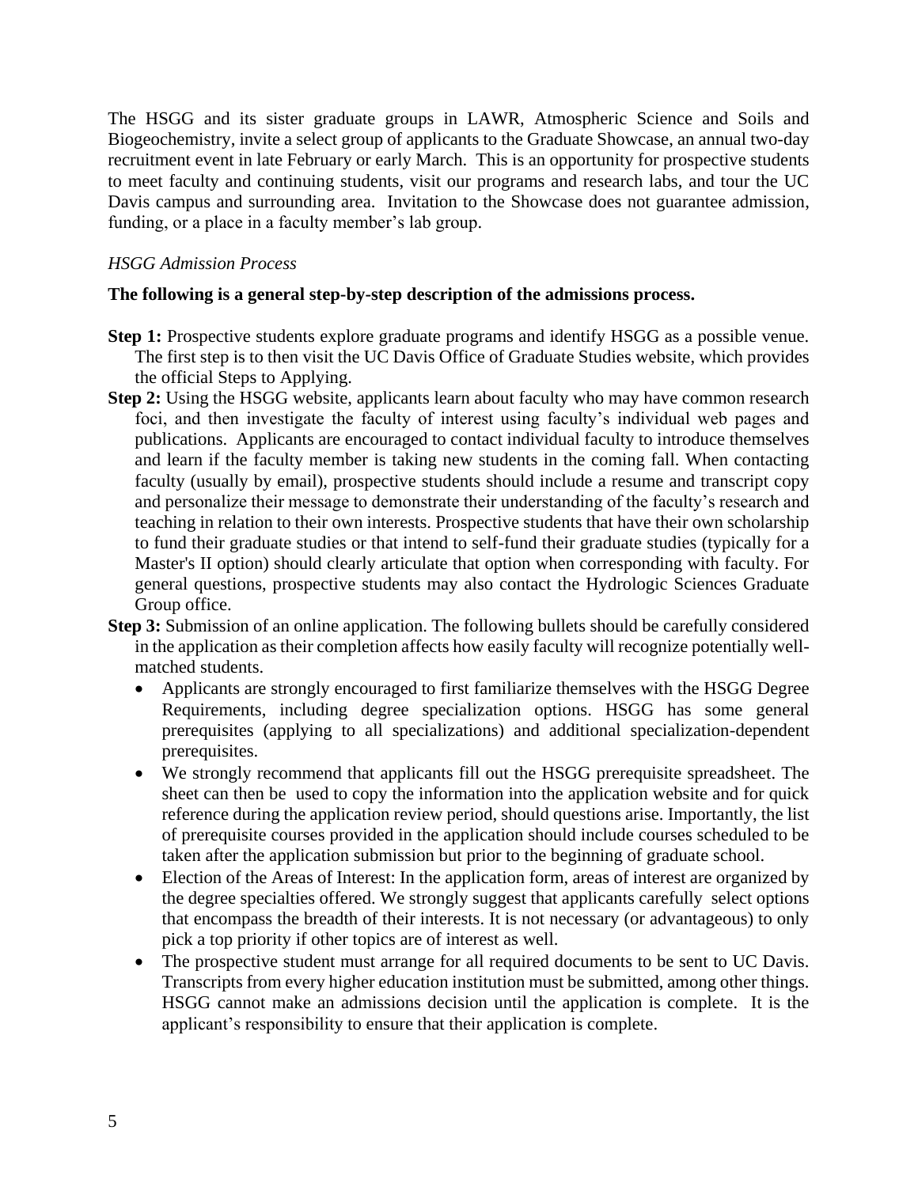The HSGG and its sister graduate groups in LAWR, Atmospheric Science and Soils and Biogeochemistry, invite a select group of applicants to the Graduate Showcase, an annual two-day recruitment event in late February or early March. This is an opportunity for prospective students to meet faculty and continuing students, visit our programs and research labs, and tour the UC Davis campus and surrounding area. Invitation to the Showcase does not guarantee admission, funding, or a place in a faculty member's lab group.

*HSGG Admission Process*

**The following is a general step-by-step description of the admissions process.**

**Step 1:** Prospective students explore graduate programs and identify HSGG as a possible venue. The first step is to then visit the UC Davis Office of Graduate Studies website, which provides the official Steps to Applying.

**Step 2:** Using the HSGG website, applicants learn about faculty who may have common research foci, and then investigate the faculty of interest using faculty's individual web pages and publications. Applicants are encouraged to contact individual faculty to introduce themselves and learn if the faculty member is taking new students in the coming fall. When contacting faculty (usually by email), prospective students should include a resume and transcript copy and personalize their message to demonstrate their understanding of the faculty's research and teaching in relation to their own interests. Prospective students that have their own scholarship to fund their graduate studies or that intend to self-fund their graduate studies (typically for a Master's II option) should clearly articulate that option when corresponding with faculty. For general questions, prospective students may also contact the Hydrologic Sciences Graduate Group office.

**Step 3:** Submission of an online application. The following bullets should be carefully considered in the application as their completion affects how easily faculty will recognize potentially well-matched students.

- Applicants are strongly encouraged to first familiarize themselves with the HSGG Degree Requirements, including degree specialization options. HSGG has some general prerequisites (applying to all specializations) and additional specialization-dependent prerequisites.
- We strongly recommend that applicants fill out the HSGG prerequisite spreadsheet. The sheet can then be used to copy the information into the application website and for quick reference during the application review period, should questions arise. Importantly, the list of prerequisite courses provided in the application should include courses scheduled to be taken after the application submission but prior to the beginning of graduate school.
- Election of the Areas of Interest: In the application form, areas of interest are organized by the degree specialties offered. We strongly suggest that applicants carefully select options that encompass the breadth of their interests. It is not necessary (or advantageous) to only pick a top priority if other topics are of interest as well.
- The prospective student must arrange for all required documents to be sent to UC Davis. Transcripts from every higher education institution must be submitted, among other things. HSGG cannot make an admissions decision until the application is complete. It is the applicant's responsibility to ensure that their application is complete.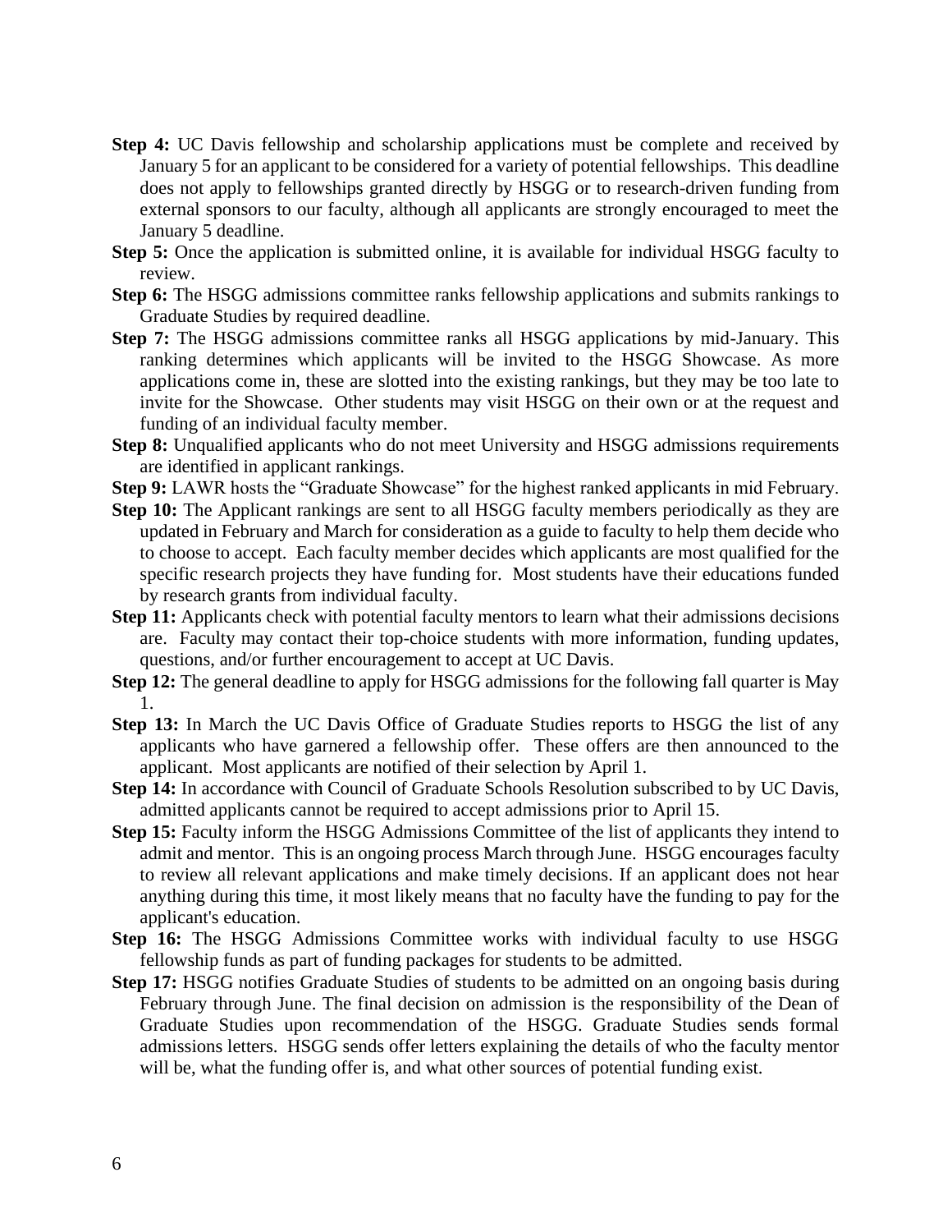**Step 4:** UC Davis fellowship and scholarship applications must be complete and received by January 5 for an applicant to be considered for a variety of potential fellowships. This deadline does not apply to fellowships granted directly by HSGG or to research-driven funding from external sponsors to our faculty, although all applicants are strongly encouraged to meet the January 5 deadline.

**Step 5:** Once the application is submitted online, it is available for individual HSGG faculty to review.

**Step 6:** The HSGG admissions committee ranks fellowship applications and submits rankings to Graduate Studies by required deadline.

**Step 7:** The HSGG admissions committee ranks all HSGG applications by mid-January. This ranking determines which applicants will be invited to the HSGG Showcase. As more applications come in, these are slotted into the existing rankings, but they may be too late to invite for the Showcase. Other students may visit HSGG on their own or at the request and funding of an individual faculty member.

**Step 8:** Unqualified applicants who do not meet University and HSGG admissions requirements are identified in applicant rankings.

**Step 9:** LAWR hosts the "Graduate Showcase" for the highest ranked applicants in mid February.

**Step 10:** The Applicant rankings are sent to all HSGG faculty members periodically as they are updated in February and March for consideration as a guide to faculty to help them decide who to choose to accept. Each faculty member decides which applicants are most qualified for the specific research projects they have funding for. Most students have their educations funded by research grants from individual faculty.

**Step 11:** Applicants check with potential faculty mentors to learn what their admissions decisions are. Faculty may contact their top-choice students with more information, funding updates, questions, and/or further encouragement to accept at UC Davis.

**Step 12:** The general deadline to apply for HSGG admissions for the following fall quarter is May 1.

**Step 13:** In March the UC Davis Office of Graduate Studies reports to HSGG the list of any applicants who have garnered a fellowship offer. These offers are then announced to the applicant. Most applicants are notified of their selection by April 1.

**Step 14:** In accordance with Council of Graduate Schools Resolution subscribed to by UC Davis, admitted applicants cannot be required to accept admissions prior to April 15.

**Step 15:** Faculty inform the HSGG Admissions Committee of the list of applicants they intend to admit and mentor. This is an ongoing process March through June. HSGG encourages faculty to review all relevant applications and make timely decisions. If an applicant does not hear anything during this time, it most likely means that no faculty have the funding to pay for the applicant's education.

**Step 16:** The HSGG Admissions Committee works with individual faculty to use HSGG fellowship funds as part of funding packages for students to be admitted.

**Step 17:** HSGG notifies Graduate Studies of students to be admitted on an ongoing basis during February through June. The final decision on admission is the responsibility of the Dean of Graduate Studies upon recommendation of the HSGG. Graduate Studies sends formal admissions letters. HSGG sends offer letters explaining the details of who the faculty mentor will be, what the funding offer is, and what other sources of potential funding exist.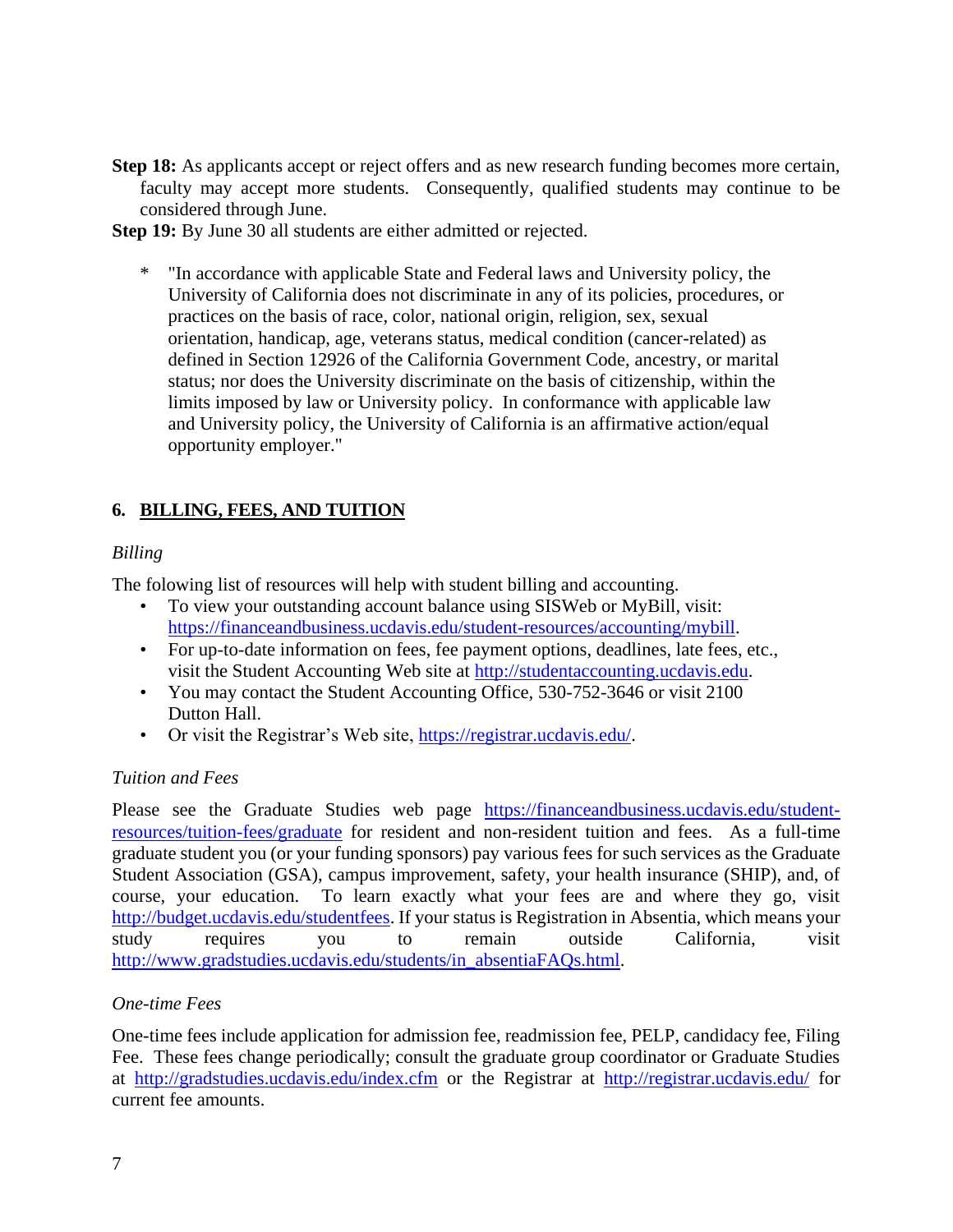**Step 18:** As applicants accept or reject offers and as new research funding becomes more certain, faculty may accept more students. Consequently, qualified students may continue to be considered through June.

**Step 19:** By June 30 all students are either admitted or rejected.

\* "In accordance with applicable State and Federal laws and University policy, the University of California does not discriminate in any of its policies, procedures, or practices on the basis of race, color, national origin, religion, sex, sexual orientation, handicap, age, veterans status, medical condition (cancer-related) as defined in Section 12926 of the California Government Code, ancestry, or marital status; nor does the University discriminate on the basis of citizenship, within the limits imposed by law or University policy. In conformance with applicable law and University policy, the University of California is an affirmative action/equal opportunity employer."

## 6. BILLING, FEES, AND TUITION

*Billing*

The folowing list of resources will help with student billing and accounting.

- To view your outstanding account balance using SISWeb or MyBill, visit: https://financeandbusiness.ucdavis.edu/student-resources/accounting/mybill.
- For up-to-date information on fees, fee payment options, deadlines, late fees, etc., visit the Student Accounting Web site at http://studentaccounting.ucdavis.edu.
- You may contact the Student Accounting Office, 530-752-3646 or visit 2100 Dutton Hall.
- Or visit the Registrar's Web site, https://registrar.ucdavis.edu/.

*Tuition and Fees*

Please see the Graduate Studies web page https://financeandbusiness.ucdavis.edu/student-resources/tuition-fees/graduate for resident and non-resident tuition and fees. As a full-time graduate student you (or your funding sponsors) pay various fees for such services as the Graduate Student Association (GSA), campus improvement, safety, your health insurance (SHIP), and, of course, your education. To learn exactly what your fees are and where they go, visit http://budget.ucdavis.edu/studentfees. If your status is Registration in Absentia, which means your study requires you to remain outside California, visit http://www.gradstudies.ucdavis.edu/students/in_absentiaFAQs.html.

*One-time Fees*

One-time fees include application for admission fee, readmission fee, PELP, candidacy fee, Filing Fee. These fees change periodically; consult the graduate group coordinator or Graduate Studies at http://gradstudies.ucdavis.edu/index.cfm or the Registrar at http://registrar.ucdavis.edu/ for current fee amounts.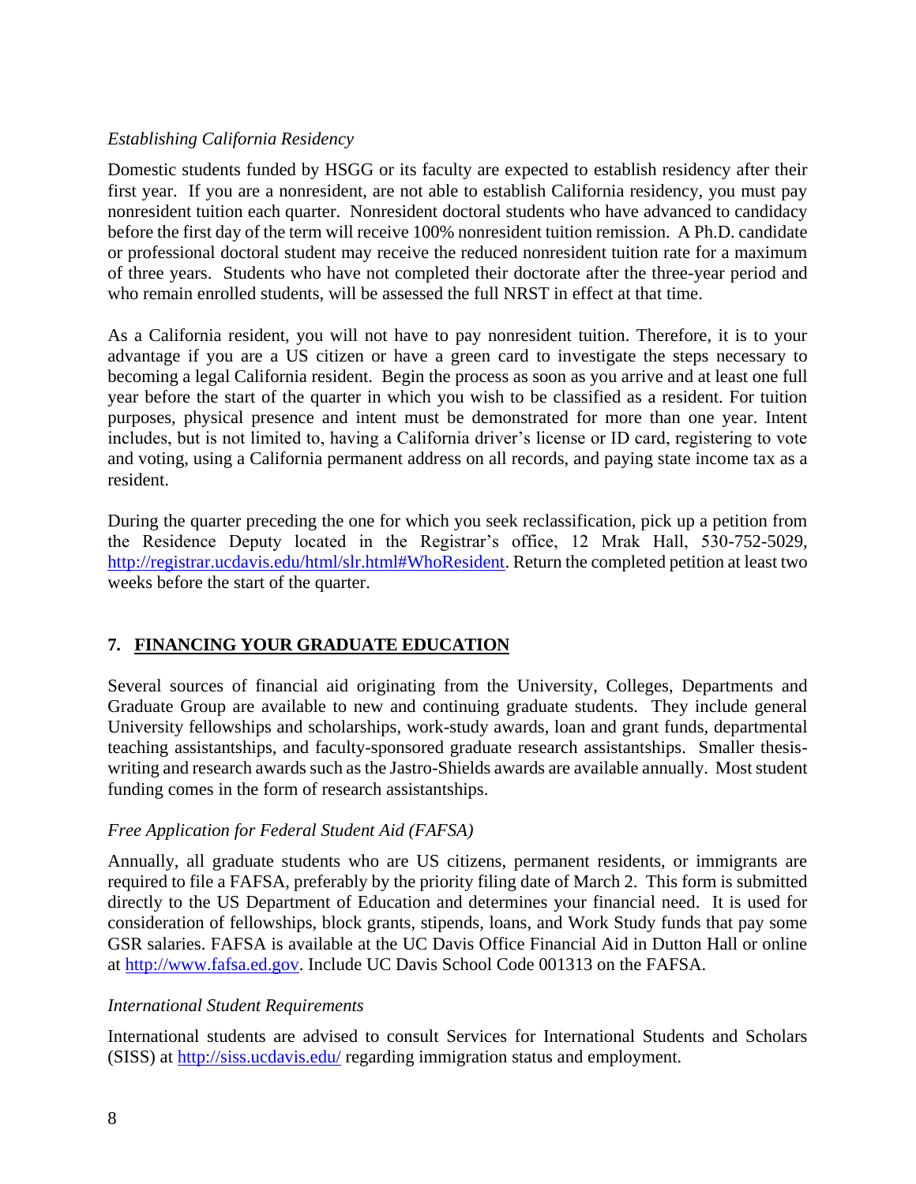*Establishing California Residency*

Domestic students funded by HSGG or its faculty are expected to establish residency after their first year. If you are a nonresident, are not able to establish California residency, you must pay nonresident tuition each quarter. Nonresident doctoral students who have advanced to candidacy before the first day of the term will receive 100% nonresident tuition remission. A Ph.D. candidate or professional doctoral student may receive the reduced nonresident tuition rate for a maximum of three years. Students who have not completed their doctorate after the three-year period and who remain enrolled students, will be assessed the full NRST in effect at that time.

As a California resident, you will not have to pay nonresident tuition. Therefore, it is to your advantage if you are a US citizen or have a green card to investigate the steps necessary to becoming a legal California resident. Begin the process as soon as you arrive and at least one full year before the start of the quarter in which you wish to be classified as a resident. For tuition purposes, physical presence and intent must be demonstrated for more than one year. Intent includes, but is not limited to, having a California driver's license or ID card, registering to vote and voting, using a California permanent address on all records, and paying state income tax as a resident.

During the quarter preceding the one for which you seek reclassification, pick up a petition from the Residence Deputy located in the Registrar's office, 12 Mrak Hall, 530-752-5029, http://registrar.ucdavis.edu/html/slr.html#WhoResident. Return the completed petition at least two weeks before the start of the quarter.

## 7. FINANCING YOUR GRADUATE EDUCATION

Several sources of financial aid originating from the University, Colleges, Departments and Graduate Group are available to new and continuing graduate students. They include general University fellowships and scholarships, work-study awards, loan and grant funds, departmental teaching assistantships, and faculty-sponsored graduate research assistantships. Smaller thesis-writing and research awards such as the Jastro-Shields awards are available annually. Most student funding comes in the form of research assistantships.

*Free Application for Federal Student Aid (FAFSA)*

Annually, all graduate students who are US citizens, permanent residents, or immigrants are required to file a FAFSA, preferably by the priority filing date of March 2. This form is submitted directly to the US Department of Education and determines your financial need. It is used for consideration of fellowships, block grants, stipends, loans, and Work Study funds that pay some GSR salaries. FAFSA is available at the UC Davis Office Financial Aid in Dutton Hall or online at http://www.fafsa.ed.gov. Include UC Davis School Code 001313 on the FAFSA.

*International Student Requirements*

International students are advised to consult Services for International Students and Scholars (SISS) at http://siss.ucdavis.edu/ regarding immigration status and employment.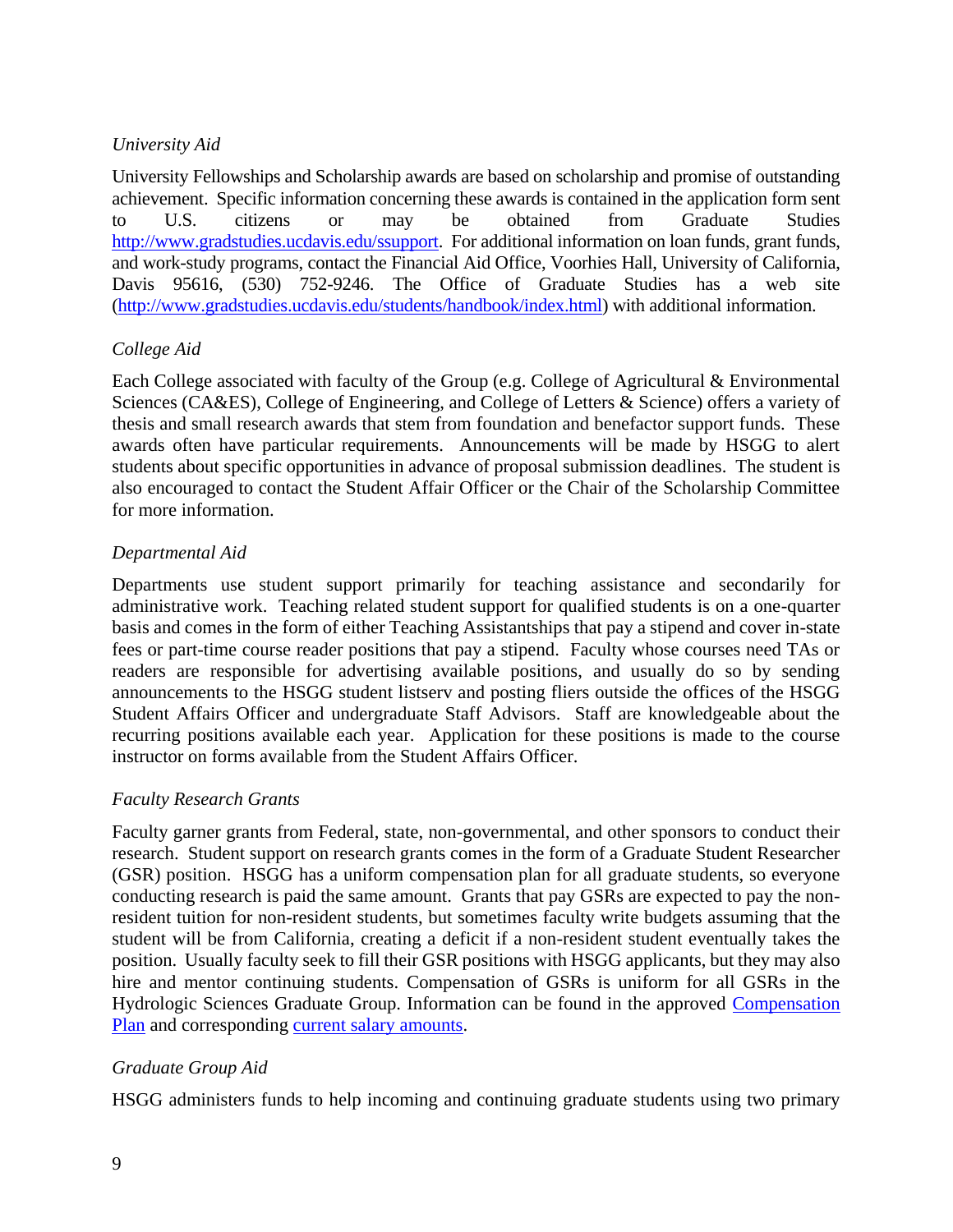*University Aid*

University Fellowships and Scholarship awards are based on scholarship and promise of outstanding achievement. Specific information concerning these awards is contained in the application form sent to U.S. citizens or may be obtained from Graduate Studies http://www.gradstudies.ucdavis.edu/ssupport. For additional information on loan funds, grant funds, and work-study programs, contact the Financial Aid Office, Voorhies Hall, University of California, Davis 95616, (530) 752-9246. The Office of Graduate Studies has a web site (http://www.gradstudies.ucdavis.edu/students/handbook/index.html) with additional information.

*College Aid*

Each College associated with faculty of the Group (e.g. College of Agricultural & Environmental Sciences (CA&ES), College of Engineering, and College of Letters & Science) offers a variety of thesis and small research awards that stem from foundation and benefactor support funds. These awards often have particular requirements. Announcements will be made by HSGG to alert students about specific opportunities in advance of proposal submission deadlines. The student is also encouraged to contact the Student Affair Officer or the Chair of the Scholarship Committee for more information.

*Departmental Aid*

Departments use student support primarily for teaching assistance and secondarily for administrative work. Teaching related student support for qualified students is on a one-quarter basis and comes in the form of either Teaching Assistantships that pay a stipend and cover in-state fees or part-time course reader positions that pay a stipend. Faculty whose courses need TAs or readers are responsible for advertising available positions, and usually do so by sending announcements to the HSGG student listserv and posting fliers outside the offices of the HSGG Student Affairs Officer and undergraduate Staff Advisors. Staff are knowledgeable about the recurring positions available each year. Application for these positions is made to the course instructor on forms available from the Student Affairs Officer.

*Faculty Research Grants*

Faculty garner grants from Federal, state, non-governmental, and other sponsors to conduct their research. Student support on research grants comes in the form of a Graduate Student Researcher (GSR) position. HSGG has a uniform compensation plan for all graduate students, so everyone conducting research is paid the same amount. Grants that pay GSRs are expected to pay the non-resident tuition for non-resident students, but sometimes faculty write budgets assuming that the student will be from California, creating a deficit if a non-resident student eventually takes the position. Usually faculty seek to fill their GSR positions with HSGG applicants, but they may also hire and mentor continuing students. Compensation of GSRs is uniform for all GSRs in the Hydrologic Sciences Graduate Group. Information can be found in the approved Compensation Plan and corresponding current salary amounts.

*Graduate Group Aid*

HSGG administers funds to help incoming and continuing graduate students using two primary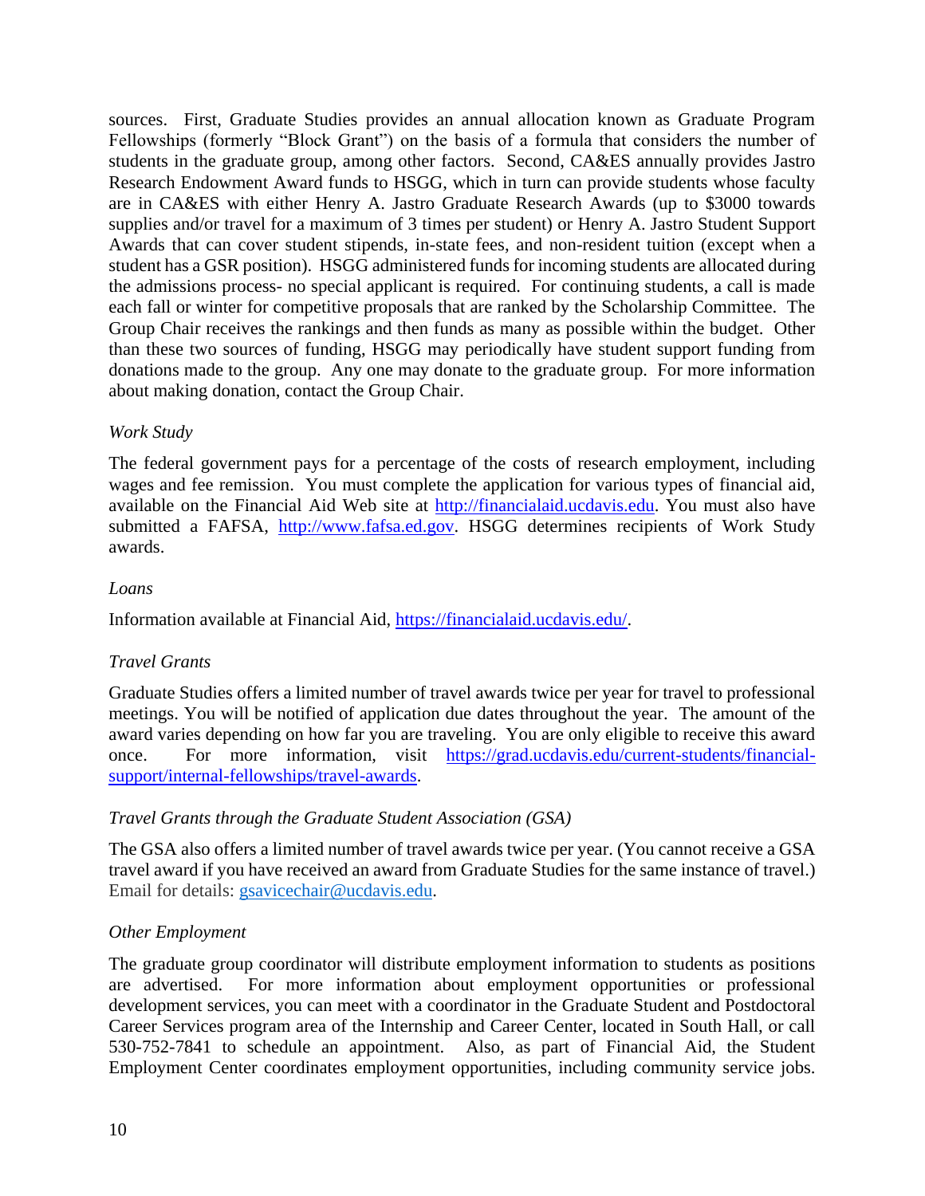sources. First, Graduate Studies provides an annual allocation known as Graduate Program Fellowships (formerly "Block Grant") on the basis of a formula that considers the number of students in the graduate group, among other factors. Second, CA&ES annually provides Jastro Research Endowment Award funds to HSGG, which in turn can provide students whose faculty are in CA&ES with either Henry A. Jastro Graduate Research Awards (up to $3000 towards supplies and/or travel for a maximum of 3 times per student) or Henry A. Jastro Student Support Awards that can cover student stipends, in-state fees, and non-resident tuition (except when a student has a GSR position). HSGG administered funds for incoming students are allocated during the admissions process- no special applicant is required. For continuing students, a call is made each fall or winter for competitive proposals that are ranked by the Scholarship Committee. The Group Chair receives the rankings and then funds as many as possible within the budget. Other than these two sources of funding, HSGG may periodically have student support funding from donations made to the group. Any one may donate to the graduate group. For more information about making donation, contact the Group Chair.

*Work Study*

The federal government pays for a percentage of the costs of research employment, including wages and fee remission. You must complete the application for various types of financial aid, available on the Financial Aid Web site at http://financialaid.ucdavis.edu. You must also have submitted a FAFSA, http://www.fafsa.ed.gov. HSGG determines recipients of Work Study awards.

*Loans*

Information available at Financial Aid, https://financialaid.ucdavis.edu/.

*Travel Grants*

Graduate Studies offers a limited number of travel awards twice per year for travel to professional meetings. You will be notified of application due dates throughout the year. The amount of the award varies depending on how far you are traveling. You are only eligible to receive this award once. For more information, visit https://grad.ucdavis.edu/current-students/financial-support/internal-fellowships/travel-awards.

*Travel Grants through the Graduate Student Association (GSA)*

The GSA also offers a limited number of travel awards twice per year. (You cannot receive a GSA travel award if you have received an award from Graduate Studies for the same instance of travel.) Email for details: gsavicechair@ucdavis.edu.

*Other Employment*

The graduate group coordinator will distribute employment information to students as positions are advertised. For more information about employment opportunities or professional development services, you can meet with a coordinator in the Graduate Student and Postdoctoral Career Services program area of the Internship and Career Center, located in South Hall, or call 530-752-7841 to schedule an appointment. Also, as part of Financial Aid, the Student Employment Center coordinates employment opportunities, including community service jobs.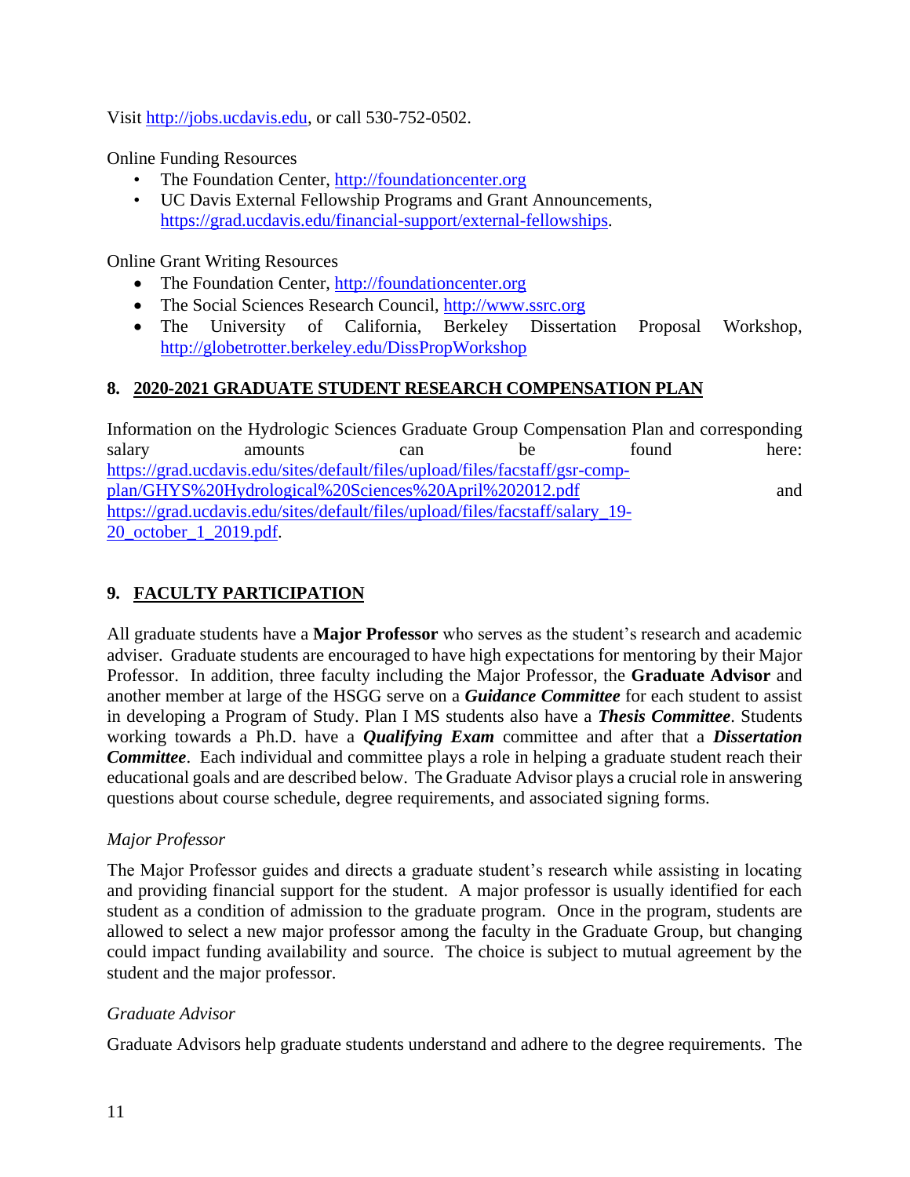Visit http://jobs.ucdavis.edu, or call 530-752-0502.

Online Funding Resources

- The Foundation Center, http://foundationcenter.org
- UC Davis External Fellowship Programs and Grant Announcements, https://grad.ucdavis.edu/financial-support/external-fellowships.

Online Grant Writing Resources

- The Foundation Center, http://foundationcenter.org
- The Social Sciences Research Council, http://www.ssrc.org
- The University of California, Berkeley Dissertation Proposal Workshop, http://globetrotter.berkeley.edu/DissPropWorkshop

## 8. 2020-2021 GRADUATE STUDENT RESEARCH COMPENSATION PLAN

Information on the Hydrologic Sciences Graduate Group Compensation Plan and corresponding salary amounts can be found here: https://grad.ucdavis.edu/sites/default/files/upload/files/facstaff/gsr-comp-plan/GHYS%20Hydrological%20Sciences%20April%202012.pdf and https://grad.ucdavis.edu/sites/default/files/upload/files/facstaff/salary_19-20_october_1_2019.pdf.

## 9. FACULTY PARTICIPATION

All graduate students have a **Major Professor** who serves as the student's research and academic adviser. Graduate students are encouraged to have high expectations for mentoring by their Major Professor. In addition, three faculty including the Major Professor, the **Graduate Advisor** and another member at large of the HSGG serve on a ***Guidance Committee*** for each student to assist in developing a Program of Study. Plan I MS students also have a ***Thesis Committee***. Students working towards a Ph.D. have a ***Qualifying Exam*** committee and after that a ***Dissertation Committee***. Each individual and committee plays a role in helping a graduate student reach their educational goals and are described below. The Graduate Advisor plays a crucial role in answering questions about course schedule, degree requirements, and associated signing forms.

### *Major Professor*

The Major Professor guides and directs a graduate student's research while assisting in locating and providing financial support for the student. A major professor is usually identified for each student as a condition of admission to the graduate program. Once in the program, students are allowed to select a new major professor among the faculty in the Graduate Group, but changing could impact funding availability and source. The choice is subject to mutual agreement by the student and the major professor.

### *Graduate Advisor*

Graduate Advisors help graduate students understand and adhere to the degree requirements. The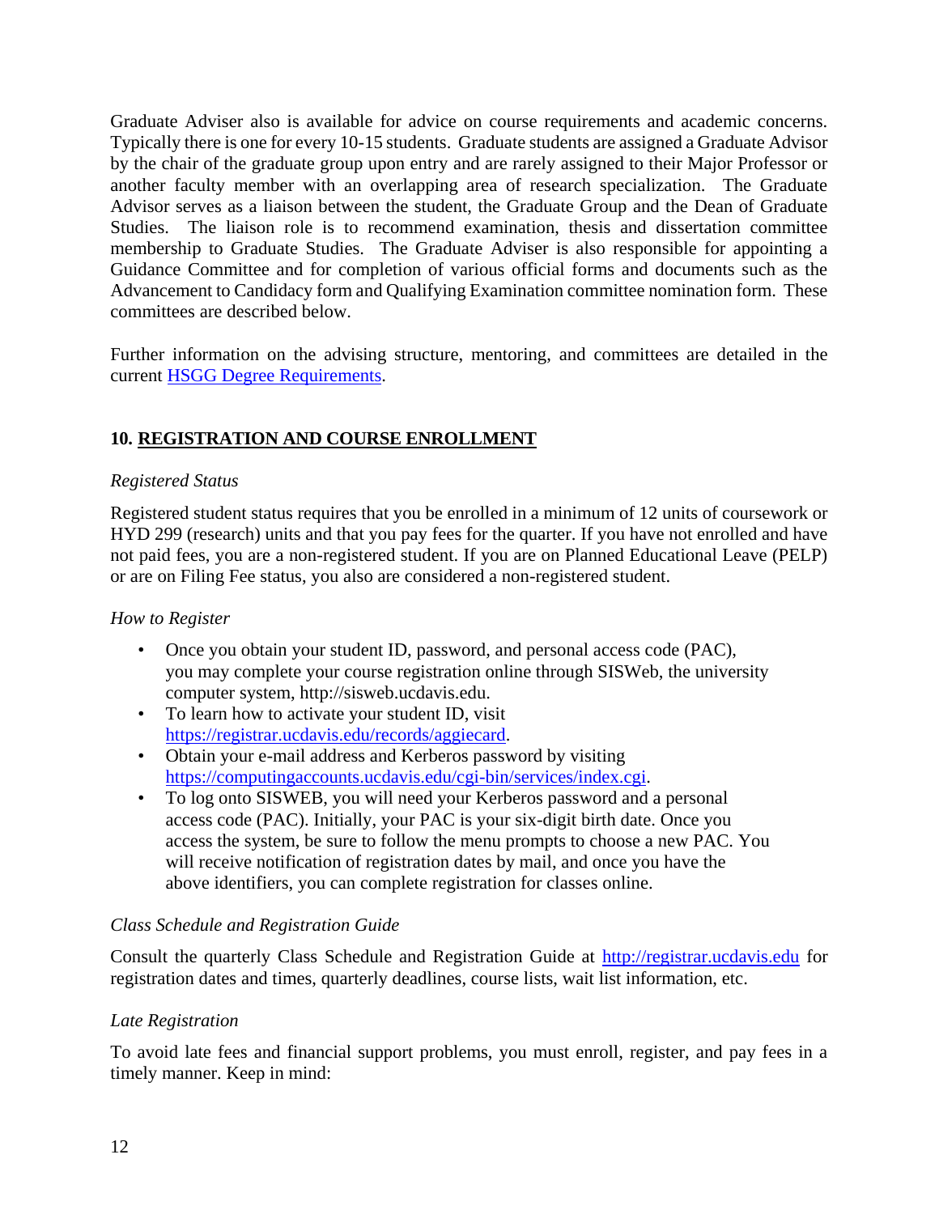Graduate Adviser also is available for advice on course requirements and academic concerns. Typically there is one for every 10-15 students. Graduate students are assigned a Graduate Advisor by the chair of the graduate group upon entry and are rarely assigned to their Major Professor or another faculty member with an overlapping area of research specialization. The Graduate Advisor serves as a liaison between the student, the Graduate Group and the Dean of Graduate Studies. The liaison role is to recommend examination, thesis and dissertation committee membership to Graduate Studies. The Graduate Adviser is also responsible for appointing a Guidance Committee and for completion of various official forms and documents such as the Advancement to Candidacy form and Qualifying Examination committee nomination form. These committees are described below.

Further information on the advising structure, mentoring, and committees are detailed in the current [HSGG Degree Requirements](HSGG Degree Requirements).

## 10. REGISTRATION AND COURSE ENROLLMENT

*Registered Status*

Registered student status requires that you be enrolled in a minimum of 12 units of coursework or HYD 299 (research) units and that you pay fees for the quarter. If you have not enrolled and have not paid fees, you are a non-registered student. If you are on Planned Educational Leave (PELP) or are on Filing Fee status, you also are considered a non-registered student.

*How to Register*

- Once you obtain your student ID, password, and personal access code (PAC), you may complete your course registration online through SISWeb, the university computer system, http://sisweb.ucdavis.edu.
- To learn how to activate your student ID, visit https://registrar.ucdavis.edu/records/aggiecard.
- Obtain your e-mail address and Kerberos password by visiting https://computingaccounts.ucdavis.edu/cgi-bin/services/index.cgi.
- To log onto SISWEB, you will need your Kerberos password and a personal access code (PAC). Initially, your PAC is your six-digit birth date. Once you access the system, be sure to follow the menu prompts to choose a new PAC. You will receive notification of registration dates by mail, and once you have the above identifiers, you can complete registration for classes online.

*Class Schedule and Registration Guide*

Consult the quarterly Class Schedule and Registration Guide at http://registrar.ucdavis.edu for registration dates and times, quarterly deadlines, course lists, wait list information, etc.

*Late Registration*

To avoid late fees and financial support problems, you must enroll, register, and pay fees in a timely manner. Keep in mind: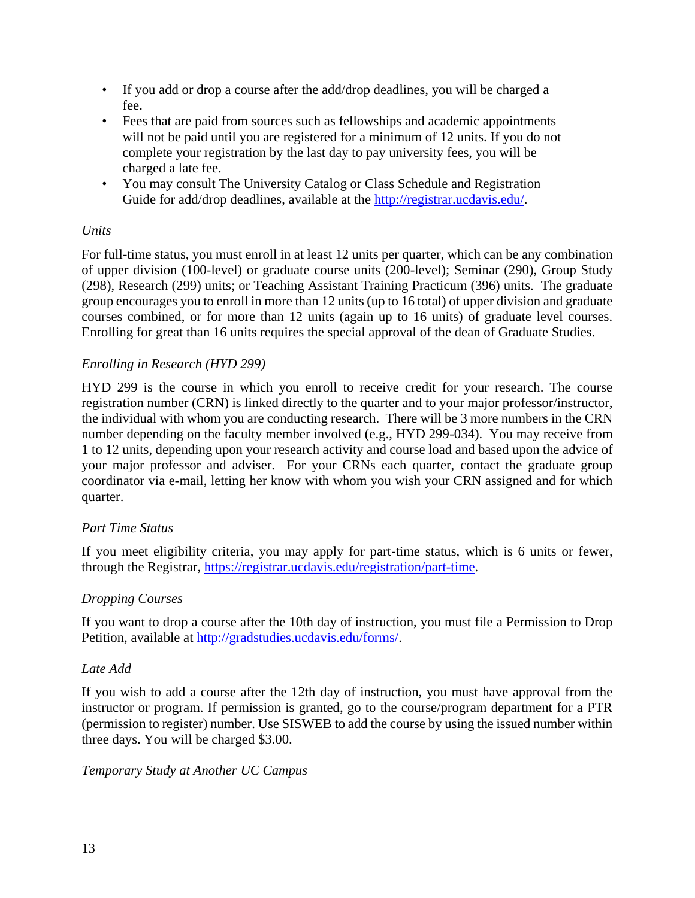- If you add or drop a course after the add/drop deadlines, you will be charged a fee.
- Fees that are paid from sources such as fellowships and academic appointments will not be paid until you are registered for a minimum of 12 units. If you do not complete your registration by the last day to pay university fees, you will be charged a late fee.
- You may consult The University Catalog or Class Schedule and Registration Guide for add/drop deadlines, available at the http://registrar.ucdavis.edu/.

*Units*

For full-time status, you must enroll in at least 12 units per quarter, which can be any combination of upper division (100-level) or graduate course units (200-level); Seminar (290), Group Study (298), Research (299) units; or Teaching Assistant Training Practicum (396) units. The graduate group encourages you to enroll in more than 12 units (up to 16 total) of upper division and graduate courses combined, or for more than 12 units (again up to 16 units) of graduate level courses. Enrolling for great than 16 units requires the special approval of the dean of Graduate Studies.

*Enrolling in Research (HYD 299)*

HYD 299 is the course in which you enroll to receive credit for your research. The course registration number (CRN) is linked directly to the quarter and to your major professor/instructor, the individual with whom you are conducting research. There will be 3 more numbers in the CRN number depending on the faculty member involved (e.g., HYD 299-034). You may receive from 1 to 12 units, depending upon your research activity and course load and based upon the advice of your major professor and adviser. For your CRNs each quarter, contact the graduate group coordinator via e-mail, letting her know with whom you wish your CRN assigned and for which quarter.

*Part Time Status*

If you meet eligibility criteria, you may apply for part-time status, which is 6 units or fewer, through the Registrar, https://registrar.ucdavis.edu/registration/part-time.

*Dropping Courses*

If you want to drop a course after the 10th day of instruction, you must file a Permission to Drop Petition, available at http://gradstudies.ucdavis.edu/forms/.

*Late Add*

If you wish to add a course after the 12th day of instruction, you must have approval from the instructor or program. If permission is granted, go to the course/program department for a PTR (permission to register) number. Use SISWEB to add the course by using the issued number within three days. You will be charged $3.00.

*Temporary Study at Another UC Campus*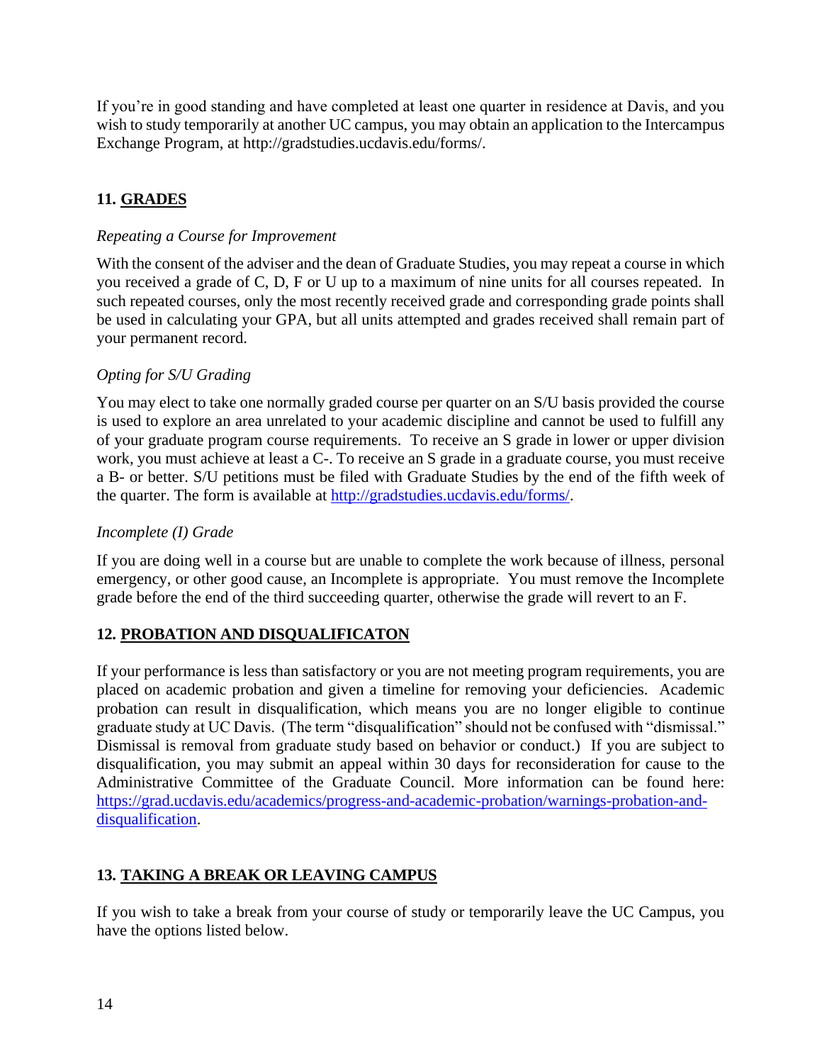If you're in good standing and have completed at least one quarter in residence at Davis, and you wish to study temporarily at another UC campus, you may obtain an application to the Intercampus Exchange Program, at http://gradstudies.ucdavis.edu/forms/.

## 11. GRADES

*Repeating a Course for Improvement*

With the consent of the adviser and the dean of Graduate Studies, you may repeat a course in which you received a grade of C, D, F or U up to a maximum of nine units for all courses repeated. In such repeated courses, only the most recently received grade and corresponding grade points shall be used in calculating your GPA, but all units attempted and grades received shall remain part of your permanent record.

*Opting for S/U Grading*

You may elect to take one normally graded course per quarter on an S/U basis provided the course is used to explore an area unrelated to your academic discipline and cannot be used to fulfill any of your graduate program course requirements. To receive an S grade in lower or upper division work, you must achieve at least a C-. To receive an S grade in a graduate course, you must receive a B- or better. S/U petitions must be filed with Graduate Studies by the end of the fifth week of the quarter. The form is available at [http://gradstudies.ucdavis.edu/forms/](http://gradstudies.ucdavis.edu/forms/).

*Incomplete (I) Grade*

If you are doing well in a course but are unable to complete the work because of illness, personal emergency, or other good cause, an Incomplete is appropriate. You must remove the Incomplete grade before the end of the third succeeding quarter, otherwise the grade will revert to an F.

## 12. PROBATION AND DISQUALIFICATON

If your performance is less than satisfactory or you are not meeting program requirements, you are placed on academic probation and given a timeline for removing your deficiencies. Academic probation can result in disqualification, which means you are no longer eligible to continue graduate study at UC Davis. (The term "disqualification" should not be confused with "dismissal." Dismissal is removal from graduate study based on behavior or conduct.) If you are subject to disqualification, you may submit an appeal within 30 days for reconsideration for cause to the Administrative Committee of the Graduate Council. More information can be found here: [https://grad.ucdavis.edu/academics/progress-and-academic-probation/warnings-probation-and-disqualification](https://grad.ucdavis.edu/academics/progress-and-academic-probation/warnings-probation-and-disqualification).

## 13. TAKING A BREAK OR LEAVING CAMPUS

If you wish to take a break from your course of study or temporarily leave the UC Campus, you have the options listed below.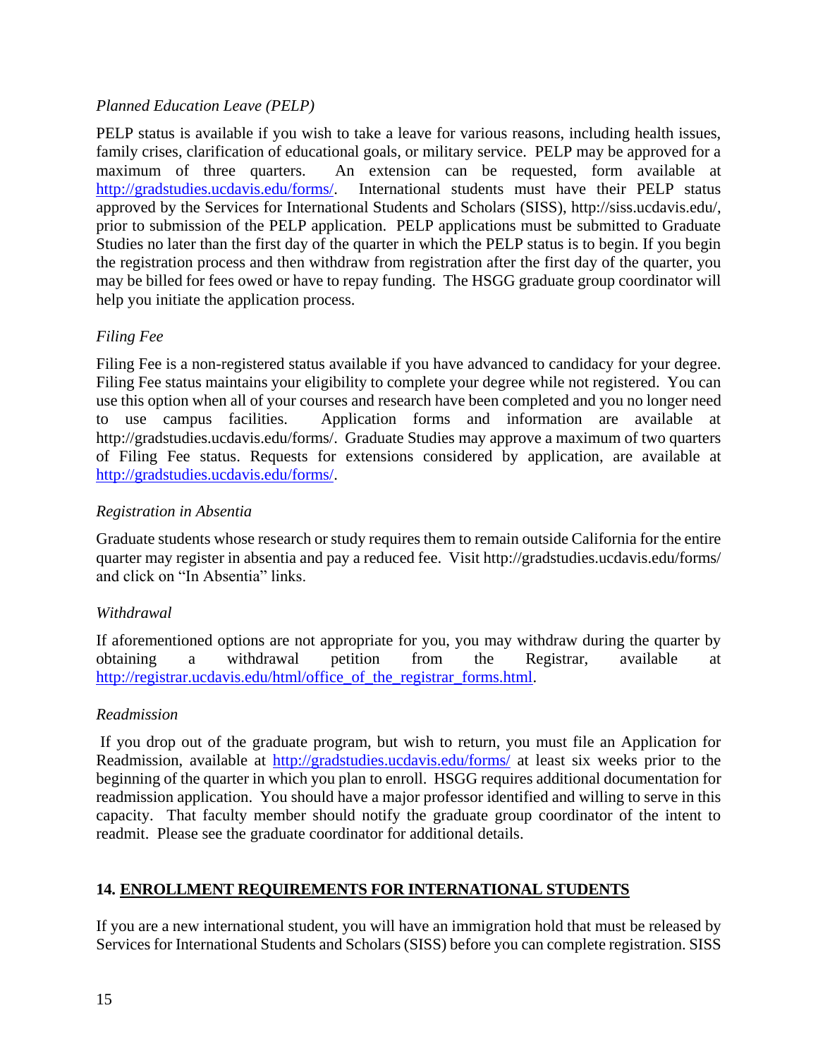*Planned Education Leave (PELP)*

PELP status is available if you wish to take a leave for various reasons, including health issues, family crises, clarification of educational goals, or military service. PELP may be approved for a maximum of three quarters. An extension can be requested, form available at http://gradstudies.ucdavis.edu/forms/. International students must have their PELP status approved by the Services for International Students and Scholars (SISS), http://siss.ucdavis.edu/, prior to submission of the PELP application. PELP applications must be submitted to Graduate Studies no later than the first day of the quarter in which the PELP status is to begin. If you begin the registration process and then withdraw from registration after the first day of the quarter, you may be billed for fees owed or have to repay funding. The HSGG graduate group coordinator will help you initiate the application process.

*Filing Fee*

Filing Fee is a non-registered status available if you have advanced to candidacy for your degree. Filing Fee status maintains your eligibility to complete your degree while not registered. You can use this option when all of your courses and research have been completed and you no longer need to use campus facilities. Application forms and information are available at http://gradstudies.ucdavis.edu/forms/. Graduate Studies may approve a maximum of two quarters of Filing Fee status. Requests for extensions considered by application, are available at http://gradstudies.ucdavis.edu/forms/.

*Registration in Absentia*

Graduate students whose research or study requires them to remain outside California for the entire quarter may register in absentia and pay a reduced fee. Visit http://gradstudies.ucdavis.edu/forms/ and click on "In Absentia" links.

*Withdrawal*

If aforementioned options are not appropriate for you, you may withdraw during the quarter by obtaining a withdrawal petition from the Registrar, available at http://registrar.ucdavis.edu/html/office_of_the_registrar_forms.html.

*Readmission*

If you drop out of the graduate program, but wish to return, you must file an Application for Readmission, available at http://gradstudies.ucdavis.edu/forms/ at least six weeks prior to the beginning of the quarter in which you plan to enroll. HSGG requires additional documentation for readmission application. You should have a major professor identified and willing to serve in this capacity. That faculty member should notify the graduate group coordinator of the intent to readmit. Please see the graduate coordinator for additional details.

## 14. ENROLLMENT REQUIREMENTS FOR INTERNATIONAL STUDENTS

If you are a new international student, you will have an immigration hold that must be released by Services for International Students and Scholars (SISS) before you can complete registration. SISS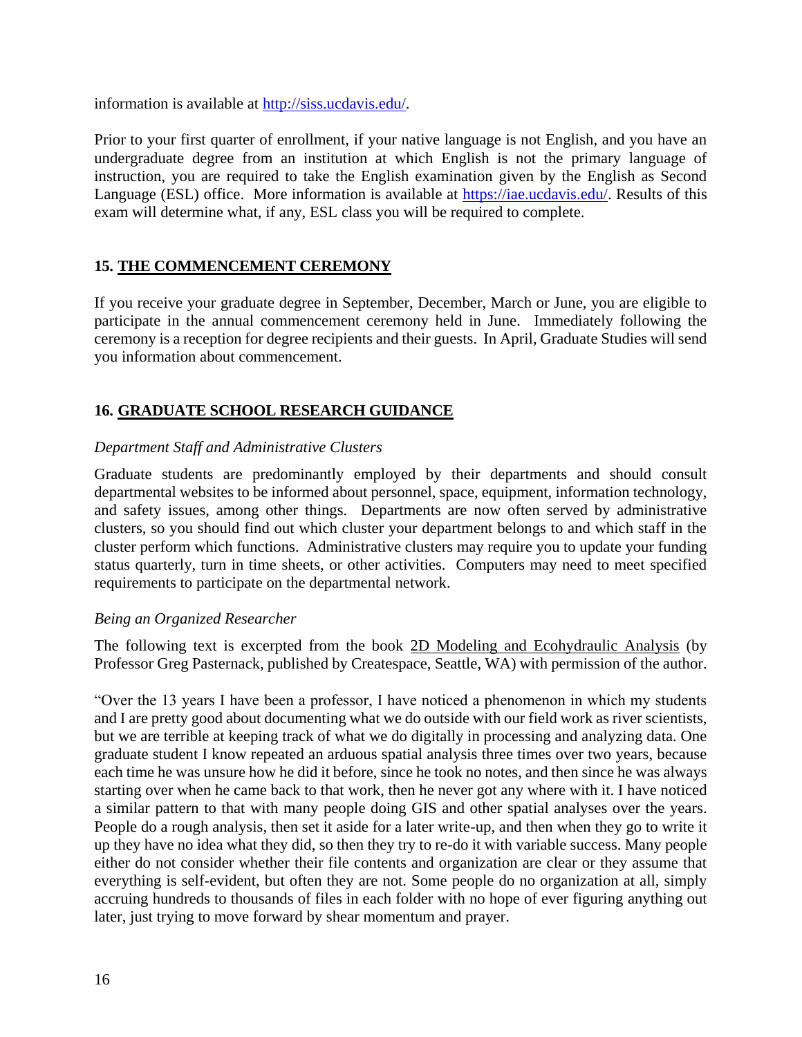information is available at http://siss.ucdavis.edu/.

Prior to your first quarter of enrollment, if your native language is not English, and you have an undergraduate degree from an institution at which English is not the primary language of instruction, you are required to take the English examination given by the English as Second Language (ESL) office. More information is available at https://iae.ucdavis.edu/. Results of this exam will determine what, if any, ESL class you will be required to complete.

## 15. THE COMMENCEMENT CEREMONY

If you receive your graduate degree in September, December, March or June, you are eligible to participate in the annual commencement ceremony held in June. Immediately following the ceremony is a reception for degree recipients and their guests. In April, Graduate Studies will send you information about commencement.

## 16. GRADUATE SCHOOL RESEARCH GUIDANCE

*Department Staff and Administrative Clusters*

Graduate students are predominantly employed by their departments and should consult departmental websites to be informed about personnel, space, equipment, information technology, and safety issues, among other things. Departments are now often served by administrative clusters, so you should find out which cluster your department belongs to and which staff in the cluster perform which functions. Administrative clusters may require you to update your funding status quarterly, turn in time sheets, or other activities. Computers may need to meet specified requirements to participate on the departmental network.

*Being an Organized Researcher*

The following text is excerpted from the book 2D Modeling and Ecohydraulic Analysis (by Professor Greg Pasternack, published by Createspace, Seattle, WA) with permission of the author.

"Over the 13 years I have been a professor, I have noticed a phenomenon in which my students and I are pretty good about documenting what we do outside with our field work as river scientists, but we are terrible at keeping track of what we do digitally in processing and analyzing data. One graduate student I know repeated an arduous spatial analysis three times over two years, because each time he was unsure how he did it before, since he took no notes, and then since he was always starting over when he came back to that work, then he never got any where with it. I have noticed a similar pattern to that with many people doing GIS and other spatial analyses over the years. People do a rough analysis, then set it aside for a later write-up, and then when they go to write it up they have no idea what they did, so then they try to re-do it with variable success. Many people either do not consider whether their file contents and organization are clear or they assume that everything is self-evident, but often they are not. Some people do no organization at all, simply accruing hundreds to thousands of files in each folder with no hope of ever figuring anything out later, just trying to move forward by shear momentum and prayer.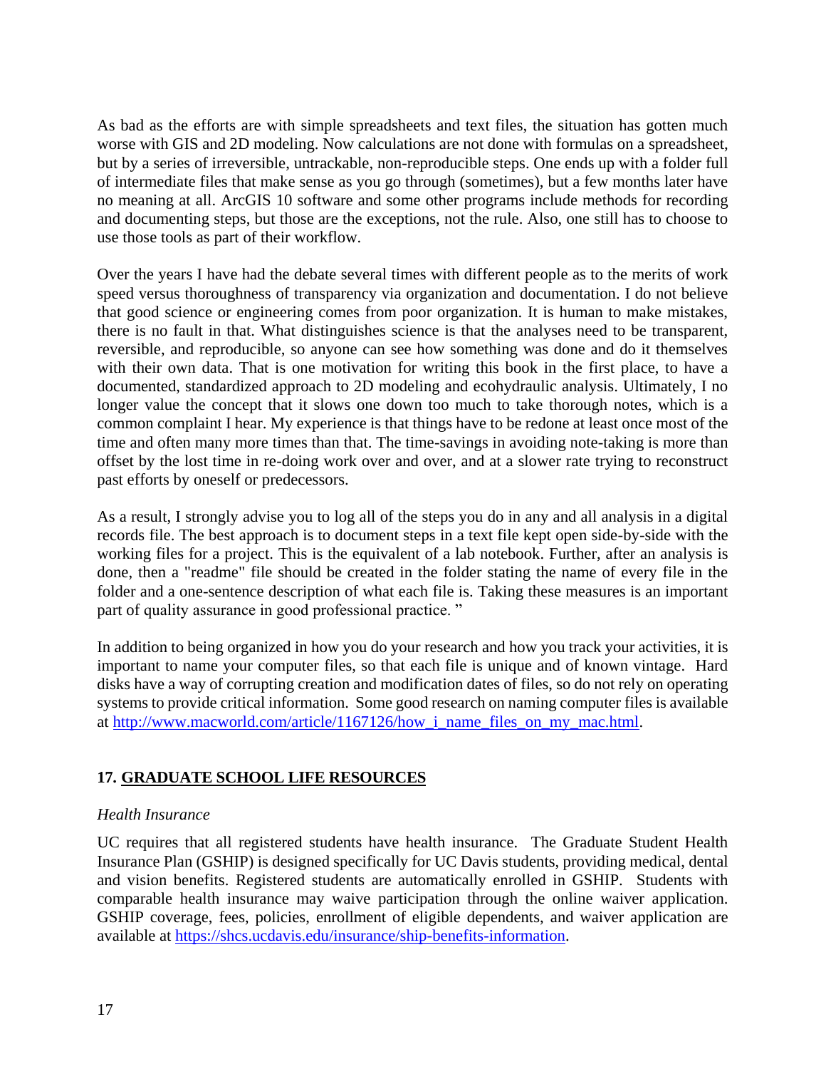As bad as the efforts are with simple spreadsheets and text files, the situation has gotten much worse with GIS and 2D modeling. Now calculations are not done with formulas on a spreadsheet, but by a series of irreversible, untrackable, non-reproducible steps. One ends up with a folder full of intermediate files that make sense as you go through (sometimes), but a few months later have no meaning at all. ArcGIS 10 software and some other programs include methods for recording and documenting steps, but those are the exceptions, not the rule. Also, one still has to choose to use those tools as part of their workflow.

Over the years I have had the debate several times with different people as to the merits of work speed versus thoroughness of transparency via organization and documentation. I do not believe that good science or engineering comes from poor organization. It is human to make mistakes, there is no fault in that. What distinguishes science is that the analyses need to be transparent, reversible, and reproducible, so anyone can see how something was done and do it themselves with their own data. That is one motivation for writing this book in the first place, to have a documented, standardized approach to 2D modeling and ecohydraulic analysis. Ultimately, I no longer value the concept that it slows one down too much to take thorough notes, which is a common complaint I hear. My experience is that things have to be redone at least once most of the time and often many more times than that. The time-savings in avoiding note-taking is more than offset by the lost time in re-doing work over and over, and at a slower rate trying to reconstruct past efforts by oneself or predecessors.

As a result, I strongly advise you to log all of the steps you do in any and all analysis in a digital records file. The best approach is to document steps in a text file kept open side-by-side with the working files for a project. This is the equivalent of a lab notebook. Further, after an analysis is done, then a "readme" file should be created in the folder stating the name of every file in the folder and a one-sentence description of what each file is. Taking these measures is an important part of quality assurance in good professional practice. "

In addition to being organized in how you do your research and how you track your activities, it is important to name your computer files, so that each file is unique and of known vintage. Hard disks have a way of corrupting creation and modification dates of files, so do not rely on operating systems to provide critical information. Some good research on naming computer files is available at http://www.macworld.com/article/1167126/how_i_name_files_on_my_mac.html.

## 17. GRADUATE SCHOOL LIFE RESOURCES

*Health Insurance*

UC requires that all registered students have health insurance. The Graduate Student Health Insurance Plan (GSHIP) is designed specifically for UC Davis students, providing medical, dental and vision benefits. Registered students are automatically enrolled in GSHIP. Students with comparable health insurance may waive participation through the online waiver application. GSHIP coverage, fees, policies, enrollment of eligible dependents, and waiver application are available at https://shcs.ucdavis.edu/insurance/ship-benefits-information.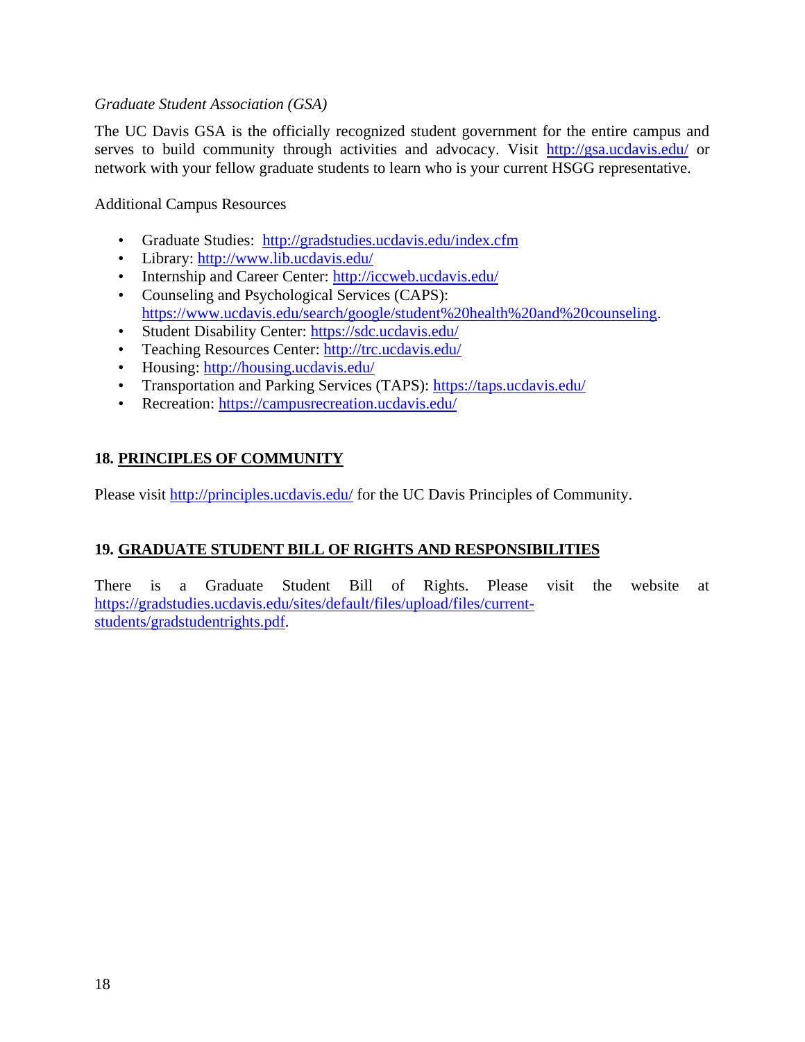*Graduate Student Association (GSA)*

The UC Davis GSA is the officially recognized student government for the entire campus and serves to build community through activities and advocacy. Visit http://gsa.ucdavis.edu/ or network with your fellow graduate students to learn who is your current HSGG representative.

Additional Campus Resources

- Graduate Studies: http://gradstudies.ucdavis.edu/index.cfm
- Library: http://www.lib.ucdavis.edu/
- Internship and Career Center: http://iccweb.ucdavis.edu/
- Counseling and Psychological Services (CAPS): https://www.ucdavis.edu/search/google/student%20health%20and%20counseling.
- Student Disability Center: https://sdc.ucdavis.edu/
- Teaching Resources Center: http://trc.ucdavis.edu/
- Housing: http://housing.ucdavis.edu/
- Transportation and Parking Services (TAPS): https://taps.ucdavis.edu/
- Recreation: https://campusrecreation.ucdavis.edu/

## 18. PRINCIPLES OF COMMUNITY

Please visit http://principles.ucdavis.edu/ for the UC Davis Principles of Community.

## 19. GRADUATE STUDENT BILL OF RIGHTS AND RESPONSIBILITIES

There is a Graduate Student Bill of Rights. Please visit the website at https://gradstudies.ucdavis.edu/sites/default/files/upload/files/current-students/gradstudentrights.pdf.